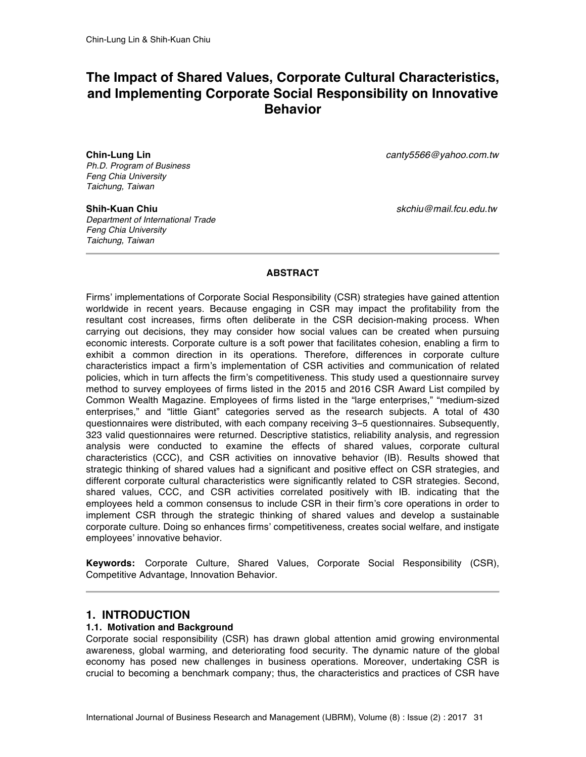# The Impact of Shared Values, Corporate Cultural Characteristics, and Implementing Corporate Social Responsibility on Innovative Behavior

**Chin-Lung Lin** canty5566@yahoo.com.tw
*Ph.D. Program of Business*
*Feng Chia University*
*Taichung, Taiwan*

**Shih-Kuan Chiu** skchiu@mail.fcu.edu.tw
*Department of International Trade*
*Feng Chia University*
*Taichung, Taiwan*

---

**ABSTRACT**

Firms' implementations of Corporate Social Responsibility (CSR) strategies have gained attention worldwide in recent years. Because engaging in CSR may impact the profitability from the resultant cost increases, firms often deliberate in the CSR decision-making process. When carrying out decisions, they may consider how social values can be created when pursuing economic interests. Corporate culture is a soft power that facilitates cohesion, enabling a firm to exhibit a common direction in its operations. Therefore, differences in corporate culture characteristics impact a firm's implementation of CSR activities and communication of related policies, which in turn affects the firm's competitiveness. This study used a questionnaire survey method to survey employees of firms listed in the 2015 and 2016 CSR Award List compiled by Common Wealth Magazine. Employees of firms listed in the "large enterprises," "medium-sized enterprises," and "little Giant" categories served as the research subjects. A total of 430 questionnaires were distributed, with each company receiving 3–5 questionnaires. Subsequently, 323 valid questionnaires were returned. Descriptive statistics, reliability analysis, and regression analysis were conducted to examine the effects of shared values, corporate cultural characteristics (CCC), and CSR activities on innovative behavior (IB). Results showed that strategic thinking of shared values had a significant and positive effect on CSR strategies, and different corporate cultural characteristics were significantly related to CSR strategies. Second, shared values, CCC, and CSR activities correlated positively with IB. indicating that the employees held a common consensus to include CSR in their firm's core operations in order to implement CSR through the strategic thinking of shared values and develop a sustainable corporate culture. Doing so enhances firms' competitiveness, creates social welfare, and instigate employees' innovative behavior.

**Keywords:** Corporate Culture, Shared Values, Corporate Social Responsibility (CSR), Competitive Advantage, Innovation Behavior.

---

## 1. INTRODUCTION

### 1.1. Motivation and Background

Corporate social responsibility (CSR) has drawn global attention amid growing environmental awareness, global warming, and deteriorating food security. The dynamic nature of the global economy has posed new challenges in business operations. Moreover, undertaking CSR is crucial to becoming a benchmark company; thus, the characteristics and practices of CSR have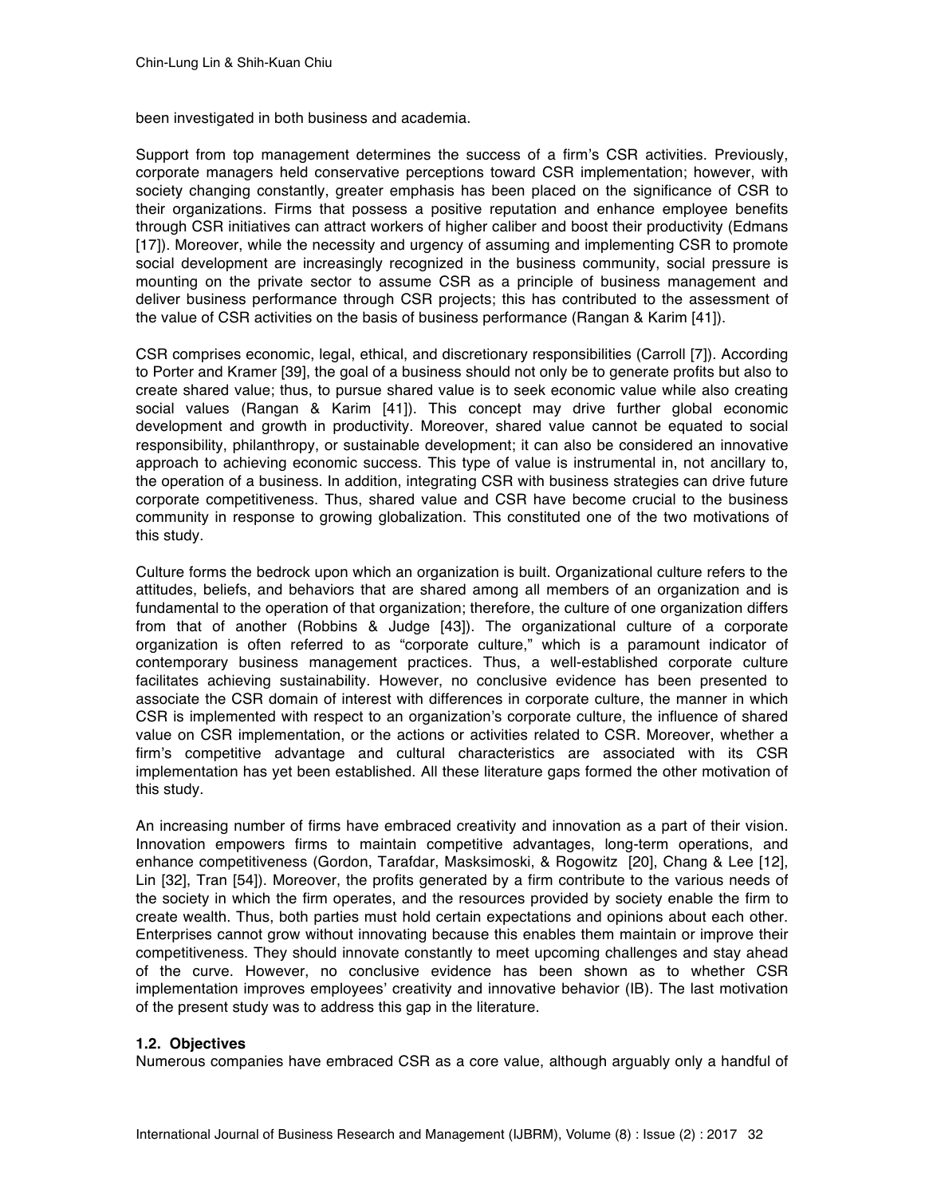been investigated in both business and academia.

Support from top management determines the success of a firm's CSR activities. Previously, corporate managers held conservative perceptions toward CSR implementation; however, with society changing constantly, greater emphasis has been placed on the significance of CSR to their organizations. Firms that possess a positive reputation and enhance employee benefits through CSR initiatives can attract workers of higher caliber and boost their productivity (Edmans [17]). Moreover, while the necessity and urgency of assuming and implementing CSR to promote social development are increasingly recognized in the business community, social pressure is mounting on the private sector to assume CSR as a principle of business management and deliver business performance through CSR projects; this has contributed to the assessment of the value of CSR activities on the basis of business performance (Rangan & Karim [41]).

CSR comprises economic, legal, ethical, and discretionary responsibilities (Carroll [7]). According to Porter and Kramer [39], the goal of a business should not only be to generate profits but also to create shared value; thus, to pursue shared value is to seek economic value while also creating social values (Rangan & Karim [41]). This concept may drive further global economic development and growth in productivity. Moreover, shared value cannot be equated to social responsibility, philanthropy, or sustainable development; it can also be considered an innovative approach to achieving economic success. This type of value is instrumental in, not ancillary to, the operation of a business. In addition, integrating CSR with business strategies can drive future corporate competitiveness. Thus, shared value and CSR have become crucial to the business community in response to growing globalization. This constituted one of the two motivations of this study.

Culture forms the bedrock upon which an organization is built. Organizational culture refers to the attitudes, beliefs, and behaviors that are shared among all members of an organization and is fundamental to the operation of that organization; therefore, the culture of one organization differs from that of another (Robbins & Judge [43]). The organizational culture of a corporate organization is often referred to as "corporate culture," which is a paramount indicator of contemporary business management practices. Thus, a well-established corporate culture facilitates achieving sustainability. However, no conclusive evidence has been presented to associate the CSR domain of interest with differences in corporate culture, the manner in which CSR is implemented with respect to an organization's corporate culture, the influence of shared value on CSR implementation, or the actions or activities related to CSR. Moreover, whether a firm's competitive advantage and cultural characteristics are associated with its CSR implementation has yet been established. All these literature gaps formed the other motivation of this study.

An increasing number of firms have embraced creativity and innovation as a part of their vision. Innovation empowers firms to maintain competitive advantages, long-term operations, and enhance competitiveness (Gordon, Tarafdar, Masksimoski, & Rogowitz [20], Chang & Lee [12], Lin [32], Tran [54]). Moreover, the profits generated by a firm contribute to the various needs of the society in which the firm operates, and the resources provided by society enable the firm to create wealth. Thus, both parties must hold certain expectations and opinions about each other. Enterprises cannot grow without innovating because this enables them maintain or improve their competitiveness. They should innovate constantly to meet upcoming challenges and stay ahead of the curve. However, no conclusive evidence has been shown as to whether CSR implementation improves employees' creativity and innovative behavior (IB). The last motivation of the present study was to address this gap in the literature.

### 1.2. Objectives

Numerous companies have embraced CSR as a core value, although arguably only a handful of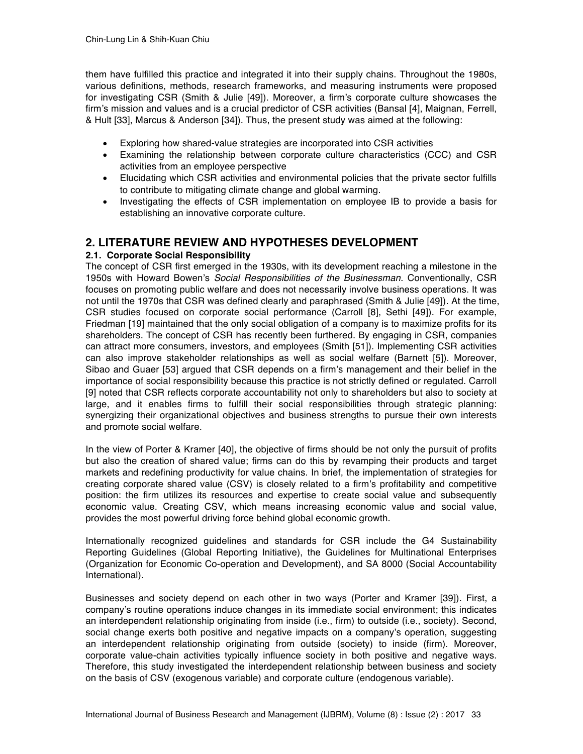them have fulfilled this practice and integrated it into their supply chains. Throughout the 1980s, various definitions, methods, research frameworks, and measuring instruments were proposed for investigating CSR (Smith & Julie [49]). Moreover, a firm's corporate culture showcases the firm's mission and values and is a crucial predictor of CSR activities (Bansal [4], Maignan, Ferrell, & Hult [33], Marcus & Anderson [34]). Thus, the present study was aimed at the following:

- Exploring how shared-value strategies are incorporated into CSR activities
- Examining the relationship between corporate culture characteristics (CCC) and CSR activities from an employee perspective
- Elucidating which CSR activities and environmental policies that the private sector fulfills to contribute to mitigating climate change and global warming.
- Investigating the effects of CSR implementation on employee IB to provide a basis for establishing an innovative corporate culture.

## 2. LITERATURE REVIEW AND HYPOTHESES DEVELOPMENT

### 2.1. Corporate Social Responsibility

The concept of CSR first emerged in the 1930s, with its development reaching a milestone in the 1950s with Howard Bowen's *Social Responsibilities of the Businessman*. Conventionally, CSR focuses on promoting public welfare and does not necessarily involve business operations. It was not until the 1970s that CSR was defined clearly and paraphrased (Smith & Julie [49]). At the time, CSR studies focused on corporate social performance (Carroll [8], Sethi [49]). For example, Friedman [19] maintained that the only social obligation of a company is to maximize profits for its shareholders. The concept of CSR has recently been furthered. By engaging in CSR, companies can attract more consumers, investors, and employees (Smith [51]). Implementing CSR activities can also improve stakeholder relationships as well as social welfare (Barnett [5]). Moreover, Sibao and Guaer [53] argued that CSR depends on a firm's management and their belief in the importance of social responsibility because this practice is not strictly defined or regulated. Carroll [9] noted that CSR reflects corporate accountability not only to shareholders but also to society at large, and it enables firms to fulfill their social responsibilities through strategic planning: synergizing their organizational objectives and business strengths to pursue their own interests and promote social welfare.

In the view of Porter & Kramer [40], the objective of firms should be not only the pursuit of profits but also the creation of shared value; firms can do this by revamping their products and target markets and redefining productivity for value chains. In brief, the implementation of strategies for creating corporate shared value (CSV) is closely related to a firm's profitability and competitive position: the firm utilizes its resources and expertise to create social value and subsequently economic value. Creating CSV, which means increasing economic value and social value, provides the most powerful driving force behind global economic growth.

Internationally recognized guidelines and standards for CSR include the G4 Sustainability Reporting Guidelines (Global Reporting Initiative), the Guidelines for Multinational Enterprises (Organization for Economic Co-operation and Development), and SA 8000 (Social Accountability International).

Businesses and society depend on each other in two ways (Porter and Kramer [39]). First, a company's routine operations induce changes in its immediate social environment; this indicates an interdependent relationship originating from inside (i.e., firm) to outside (i.e., society). Second, social change exerts both positive and negative impacts on a company's operation, suggesting an interdependent relationship originating from outside (society) to inside (firm). Moreover, corporate value-chain activities typically influence society in both positive and negative ways. Therefore, this study investigated the interdependent relationship between business and society on the basis of CSV (exogenous variable) and corporate culture (endogenous variable).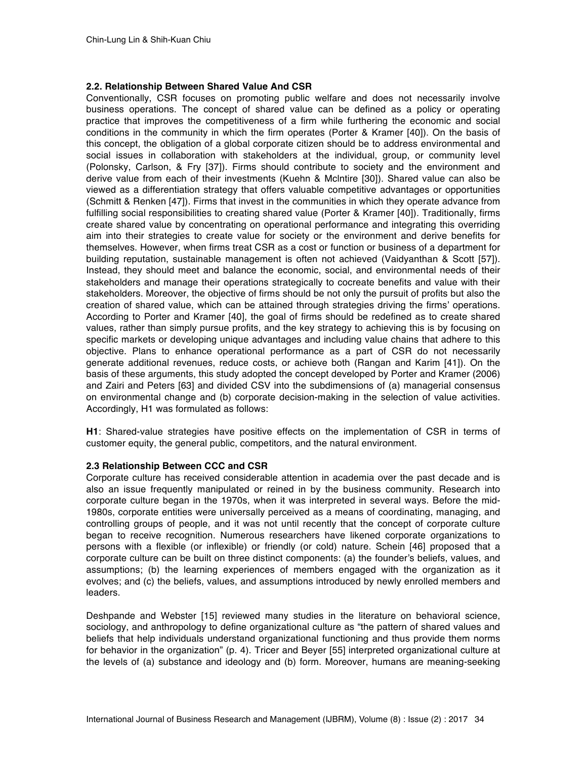### 2.2. Relationship Between Shared Value And CSR

Conventionally, CSR focuses on promoting public welfare and does not necessarily involve business operations. The concept of shared value can be defined as a policy or operating practice that improves the competitiveness of a firm while furthering the economic and social conditions in the community in which the firm operates (Porter & Kramer [40]). On the basis of this concept, the obligation of a global corporate citizen should be to address environmental and social issues in collaboration with stakeholders at the individual, group, or community level (Polonsky, Carlson, & Fry [37]). Firms should contribute to society and the environment and derive value from each of their investments (Kuehn & McIntire [30]). Shared value can also be viewed as a differentiation strategy that offers valuable competitive advantages or opportunities (Schmitt & Renken [47]). Firms that invest in the communities in which they operate advance from fulfilling social responsibilities to creating shared value (Porter & Kramer [40]). Traditionally, firms create shared value by concentrating on operational performance and integrating this overriding aim into their strategies to create value for society or the environment and derive benefits for themselves. However, when firms treat CSR as a cost or function or business of a department for building reputation, sustainable management is often not achieved (Vaidyanthan & Scott [57]). Instead, they should meet and balance the economic, social, and environmental needs of their stakeholders and manage their operations strategically to cocreate benefits and value with their stakeholders. Moreover, the objective of firms should be not only the pursuit of profits but also the creation of shared value, which can be attained through strategies driving the firms' operations. According to Porter and Kramer [40], the goal of firms should be redefined as to create shared values, rather than simply pursue profits, and the key strategy to achieving this is by focusing on specific markets or developing unique advantages and including value chains that adhere to this objective. Plans to enhance operational performance as a part of CSR do not necessarily generate additional revenues, reduce costs, or achieve both (Rangan and Karim [41]). On the basis of these arguments, this study adopted the concept developed by Porter and Kramer (2006) and Zairi and Peters [63] and divided CSV into the subdimensions of (a) managerial consensus on environmental change and (b) corporate decision-making in the selection of value activities. Accordingly, H1 was formulated as follows:

**H1**: Shared-value strategies have positive effects on the implementation of CSR in terms of customer equity, the general public, competitors, and the natural environment.

### 2.3 Relationship Between CCC and CSR

Corporate culture has received considerable attention in academia over the past decade and is also an issue frequently manipulated or reined in by the business community. Research into corporate culture began in the 1970s, when it was interpreted in several ways. Before the mid-1980s, corporate entities were universally perceived as a means of coordinating, managing, and controlling groups of people, and it was not until recently that the concept of corporate culture began to receive recognition. Numerous researchers have likened corporate organizations to persons with a flexible (or inflexible) or friendly (or cold) nature. Schein [46] proposed that a corporate culture can be built on three distinct components: (a) the founder's beliefs, values, and assumptions; (b) the learning experiences of members engaged with the organization as it evolves; and (c) the beliefs, values, and assumptions introduced by newly enrolled members and leaders.

Deshpande and Webster [15] reviewed many studies in the literature on behavioral science, sociology, and anthropology to define organizational culture as "the pattern of shared values and beliefs that help individuals understand organizational functioning and thus provide them norms for behavior in the organization" (p. 4). Tricer and Beyer [55] interpreted organizational culture at the levels of (a) substance and ideology and (b) form. Moreover, humans are meaning-seeking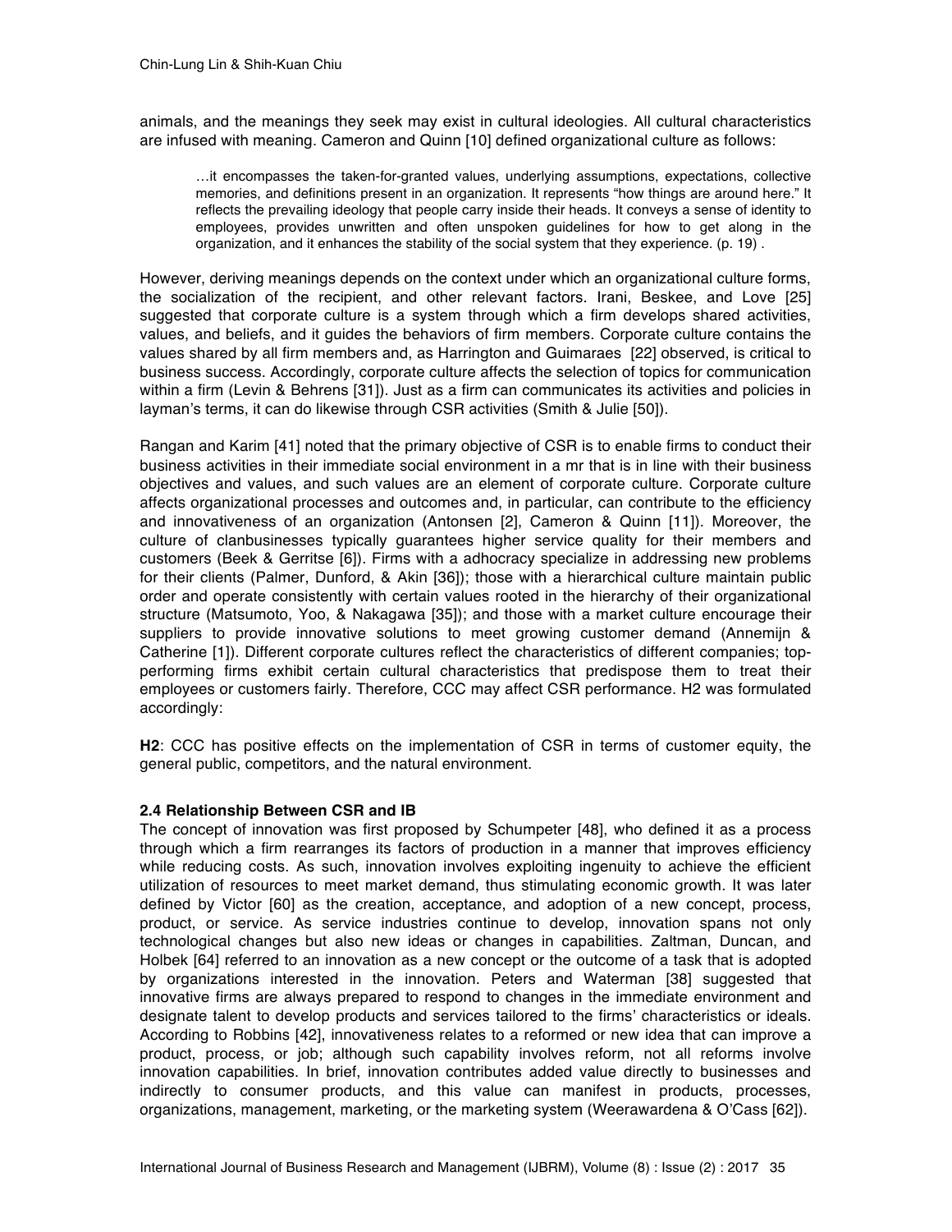animals, and the meanings they seek may exist in cultural ideologies. All cultural characteristics are infused with meaning. Cameron and Quinn [10] defined organizational culture as follows:

> …it encompasses the taken-for-granted values, underlying assumptions, expectations, collective memories, and definitions present in an organization. It represents "how things are around here." It reflects the prevailing ideology that people carry inside their heads. It conveys a sense of identity to employees, provides unwritten and often unspoken guidelines for how to get along in the organization, and it enhances the stability of the social system that they experience. (p. 19) .

However, deriving meanings depends on the context under which an organizational culture forms, the socialization of the recipient, and other relevant factors. Irani, Beskee, and Love [25] suggested that corporate culture is a system through which a firm develops shared activities, values, and beliefs, and it guides the behaviors of firm members. Corporate culture contains the values shared by all firm members and, as Harrington and Guimaraes [22] observed, is critical to business success. Accordingly, corporate culture affects the selection of topics for communication within a firm (Levin & Behrens [31]). Just as a firm can communicates its activities and policies in layman's terms, it can do likewise through CSR activities (Smith & Julie [50]).

Rangan and Karim [41] noted that the primary objective of CSR is to enable firms to conduct their business activities in their immediate social environment in a mr that is in line with their business objectives and values, and such values are an element of corporate culture. Corporate culture affects organizational processes and outcomes and, in particular, can contribute to the efficiency and innovativeness of an organization (Antonsen [2], Cameron & Quinn [11]). Moreover, the culture of clanbusinesses typically guarantees higher service quality for their members and customers (Beek & Gerritse [6]). Firms with a adhocracy specialize in addressing new problems for their clients (Palmer, Dunford, & Akin [36]); those with a hierarchical culture maintain public order and operate consistently with certain values rooted in the hierarchy of their organizational structure (Matsumoto, Yoo, & Nakagawa [35]); and those with a market culture encourage their suppliers to provide innovative solutions to meet growing customer demand (Annemijn & Catherine [1]). Different corporate cultures reflect the characteristics of different companies; top-performing firms exhibit certain cultural characteristics that predispose them to treat their employees or customers fairly. Therefore, CCC may affect CSR performance. H2 was formulated accordingly:

**H2**: CCC has positive effects on the implementation of CSR in terms of customer equity, the general public, competitors, and the natural environment.

### 2.4 Relationship Between CSR and IB

The concept of innovation was first proposed by Schumpeter [48], who defined it as a process through which a firm rearranges its factors of production in a manner that improves efficiency while reducing costs. As such, innovation involves exploiting ingenuity to achieve the efficient utilization of resources to meet market demand, thus stimulating economic growth. It was later defined by Victor [60] as the creation, acceptance, and adoption of a new concept, process, product, or service. As service industries continue to develop, innovation spans not only technological changes but also new ideas or changes in capabilities. Zaltman, Duncan, and Holbek [64] referred to an innovation as a new concept or the outcome of a task that is adopted by organizations interested in the innovation. Peters and Waterman [38] suggested that innovative firms are always prepared to respond to changes in the immediate environment and designate talent to develop products and services tailored to the firms' characteristics or ideals. According to Robbins [42], innovativeness relates to a reformed or new idea that can improve a product, process, or job; although such capability involves reform, not all reforms involve innovation capabilities. In brief, innovation contributes added value directly to businesses and indirectly to consumer products, and this value can manifest in products, processes, organizations, management, marketing, or the marketing system (Weerawardena & O'Cass [62]).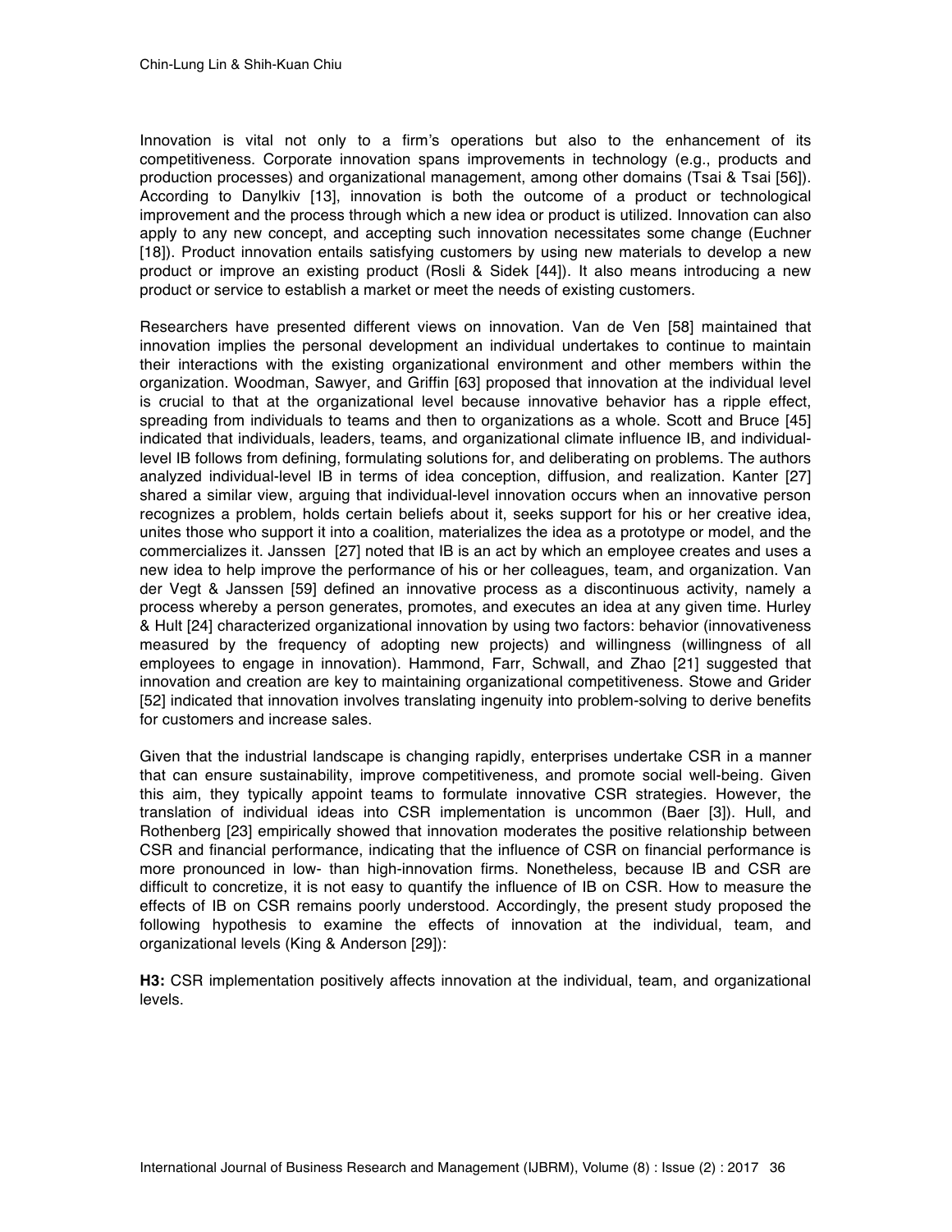Innovation is vital not only to a firm's operations but also to the enhancement of its competitiveness. Corporate innovation spans improvements in technology (e.g., products and production processes) and organizational management, among other domains (Tsai & Tsai [56]). According to Danylkiv [13], innovation is both the outcome of a product or technological improvement and the process through which a new idea or product is utilized. Innovation can also apply to any new concept, and accepting such innovation necessitates some change (Euchner [18]). Product innovation entails satisfying customers by using new materials to develop a new product or improve an existing product (Rosli & Sidek [44]). It also means introducing a new product or service to establish a market or meet the needs of existing customers.

Researchers have presented different views on innovation. Van de Ven [58] maintained that innovation implies the personal development an individual undertakes to continue to maintain their interactions with the existing organizational environment and other members within the organization. Woodman, Sawyer, and Griffin [63] proposed that innovation at the individual level is crucial to that at the organizational level because innovative behavior has a ripple effect, spreading from individuals to teams and then to organizations as a whole. Scott and Bruce [45] indicated that individuals, leaders, teams, and organizational climate influence IB, and individual-level IB follows from defining, formulating solutions for, and deliberating on problems. The authors analyzed individual-level IB in terms of idea conception, diffusion, and realization. Kanter [27] shared a similar view, arguing that individual-level innovation occurs when an innovative person recognizes a problem, holds certain beliefs about it, seeks support for his or her creative idea, unites those who support it into a coalition, materializes the idea as a prototype or model, and the commercializes it. Janssen [27] noted that IB is an act by which an employee creates and uses a new idea to help improve the performance of his or her colleagues, team, and organization. Van der Vegt & Janssen [59] defined an innovative process as a discontinuous activity, namely a process whereby a person generates, promotes, and executes an idea at any given time. Hurley & Hult [24] characterized organizational innovation by using two factors: behavior (innovativeness measured by the frequency of adopting new projects) and willingness (willingness of all employees to engage in innovation). Hammond, Farr, Schwall, and Zhao [21] suggested that innovation and creation are key to maintaining organizational competitiveness. Stowe and Grider [52] indicated that innovation involves translating ingenuity into problem-solving to derive benefits for customers and increase sales.

Given that the industrial landscape is changing rapidly, enterprises undertake CSR in a manner that can ensure sustainability, improve competitiveness, and promote social well-being. Given this aim, they typically appoint teams to formulate innovative CSR strategies. However, the translation of individual ideas into CSR implementation is uncommon (Baer [3]). Hull, and Rothenberg [23] empirically showed that innovation moderates the positive relationship between CSR and financial performance, indicating that the influence of CSR on financial performance is more pronounced in low- than high-innovation firms. Nonetheless, because IB and CSR are difficult to concretize, it is not easy to quantify the influence of IB on CSR. How to measure the effects of IB on CSR remains poorly understood. Accordingly, the present study proposed the following hypothesis to examine the effects of innovation at the individual, team, and organizational levels (King & Anderson [29]):

**H3:** CSR implementation positively affects innovation at the individual, team, and organizational levels.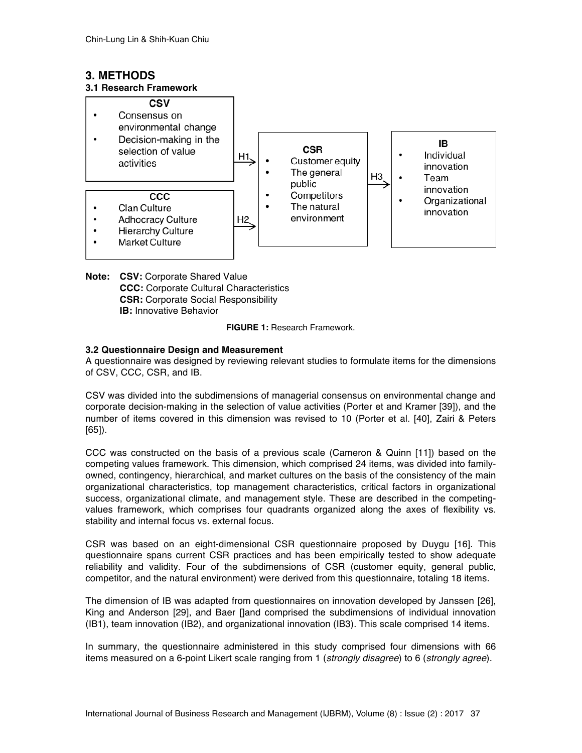## 3. METHODS

### 3.1 Research Framework

CSV
- Consensus on environmental change
- Decision-making in the selection of value activities

CCC
- Clan Culture
- Adhocracy Culture
- Hierarchy Culture
- Market Culture

H1

H2

CSR
- Customer equity
- The general public
- Competitors
- The natural environment

H3

IB
- Individual innovation
- Team innovation
- Organizational innovation

**Note:** **CSV:** Corporate Shared Value
**CCC:** Corporate Cultural Characteristics
**CSR:** Corporate Social Responsibility
**IB:** Innovative Behavior

**FIGURE 1:** Research Framework.

### 3.2 Questionnaire Design and Measurement

A questionnaire was designed by reviewing relevant studies to formulate items for the dimensions of CSV, CCC, CSR, and IB.

CSV was divided into the subdimensions of managerial consensus on environmental change and corporate decision-making in the selection of value activities (Porter et and Kramer [39]), and the number of items covered in this dimension was revised to 10 (Porter et al. [40], Zairi & Peters [65]).

CCC was constructed on the basis of a previous scale (Cameron & Quinn [11]) based on the competing values framework. This dimension, which comprised 24 items, was divided into family-owned, contingency, hierarchical, and market cultures on the basis of the consistency of the main organizational characteristics, top management characteristics, critical factors in organizational success, organizational climate, and management style. These are described in the competing-values framework, which comprises four quadrants organized along the axes of flexibility vs. stability and internal focus vs. external focus.

CSR was based on an eight-dimensional CSR questionnaire proposed by Duygu [16]. This questionnaire spans current CSR practices and has been empirically tested to show adequate reliability and validity. Four of the subdimensions of CSR (customer equity, general public, competitor, and the natural environment) were derived from this questionnaire, totaling 18 items.

The dimension of IB was adapted from questionnaires on innovation developed by Janssen [26], King and Anderson [29], and Baer []and comprised the subdimensions of individual innovation (IB1), team innovation (IB2), and organizational innovation (IB3). This scale comprised 14 items.

In summary, the questionnaire administered in this study comprised four dimensions with 66 items measured on a 6-point Likert scale ranging from 1 (*strongly disagree*) to 6 (*strongly agree*).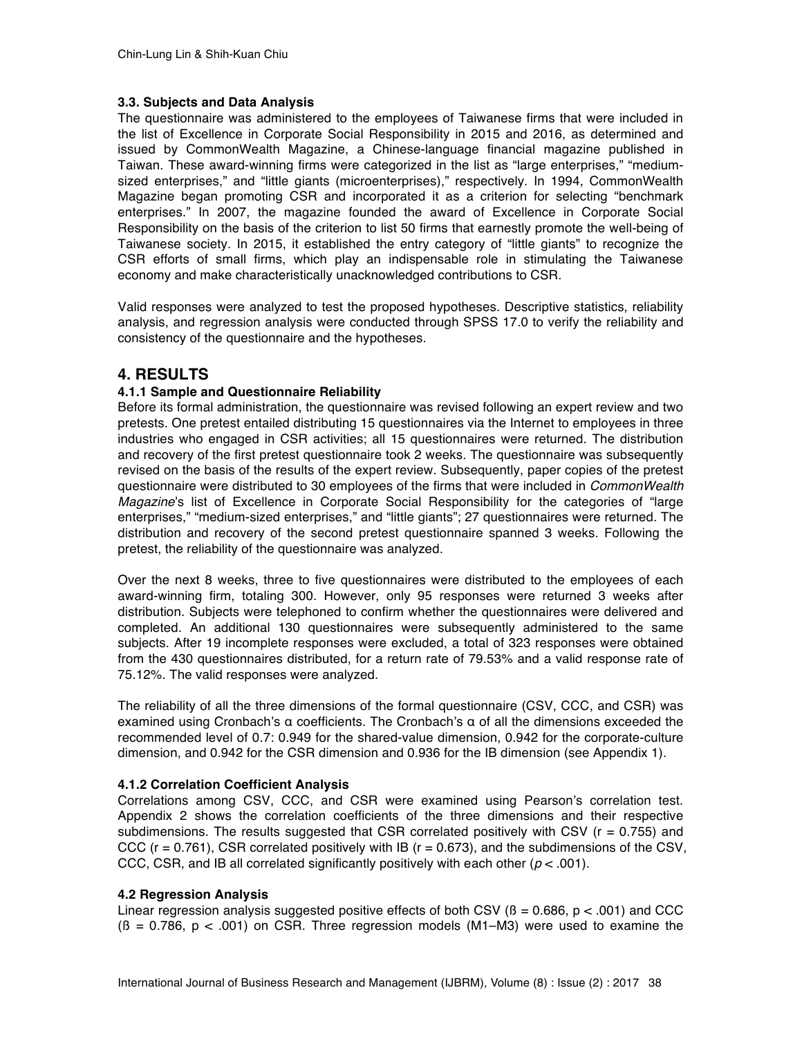### 3.3. Subjects and Data Analysis

The questionnaire was administered to the employees of Taiwanese firms that were included in the list of Excellence in Corporate Social Responsibility in 2015 and 2016, as determined and issued by CommonWealth Magazine, a Chinese-language financial magazine published in Taiwan. These award-winning firms were categorized in the list as "large enterprises," "medium-sized enterprises," and "little giants (microenterprises)," respectively. In 1994, CommonWealth Magazine began promoting CSR and incorporated it as a criterion for selecting "benchmark enterprises." In 2007, the magazine founded the award of Excellence in Corporate Social Responsibility on the basis of the criterion to list 50 firms that earnestly promote the well-being of Taiwanese society. In 2015, it established the entry category of "little giants" to recognize the CSR efforts of small firms, which play an indispensable role in stimulating the Taiwanese economy and make characteristically unacknowledged contributions to CSR.

Valid responses were analyzed to test the proposed hypotheses. Descriptive statistics, reliability analysis, and regression analysis were conducted through SPSS 17.0 to verify the reliability and consistency of the questionnaire and the hypotheses.

## 4. RESULTS

### 4.1.1 Sample and Questionnaire Reliability

Before its formal administration, the questionnaire was revised following an expert review and two pretests. One pretest entailed distributing 15 questionnaires via the Internet to employees in three industries who engaged in CSR activities; all 15 questionnaires were returned. The distribution and recovery of the first pretest questionnaire took 2 weeks. The questionnaire was subsequently revised on the basis of the results of the expert review. Subsequently, paper copies of the pretest questionnaire were distributed to 30 employees of the firms that were included in *CommonWealth Magazine*'s list of Excellence in Corporate Social Responsibility for the categories of "large enterprises," "medium-sized enterprises," and "little giants"; 27 questionnaires were returned. The distribution and recovery of the second pretest questionnaire spanned 3 weeks. Following the pretest, the reliability of the questionnaire was analyzed.

Over the next 8 weeks, three to five questionnaires were distributed to the employees of each award-winning firm, totaling 300. However, only 95 responses were returned 3 weeks after distribution. Subjects were telephoned to confirm whether the questionnaires were delivered and completed. An additional 130 questionnaires were subsequently administered to the same subjects. After 19 incomplete responses were excluded, a total of 323 responses were obtained from the 430 questionnaires distributed, for a return rate of 79.53% and a valid response rate of 75.12%. The valid responses were analyzed.

The reliability of all the three dimensions of the formal questionnaire (CSV, CCC, and CSR) was examined using Cronbach's α coefficients. The Cronbach's α of all the dimensions exceeded the recommended level of 0.7: 0.949 for the shared-value dimension, 0.942 for the corporate-culture dimension, and 0.942 for the CSR dimension and 0.936 for the IB dimension (see Appendix 1).

### 4.1.2 Correlation Coefficient Analysis

Correlations among CSV, CCC, and CSR were examined using Pearson's correlation test. Appendix 2 shows the correlation coefficients of the three dimensions and their respective subdimensions. The results suggested that CSR correlated positively with CSV ($r = 0.755$) and CCC ($r = 0.761$), CSR correlated positively with IB ($r = 0.673$), and the subdimensions of the CSV, CCC, CSR, and IB all correlated significantly positively with each other ($p < .001$).

### 4.2 Regression Analysis

Linear regression analysis suggested positive effects of both CSV ($\beta = 0.686$, $p < .001$) and CCC ($\beta = 0.786$, $p < .001$) on CSR. Three regression models (M1–M3) were used to examine the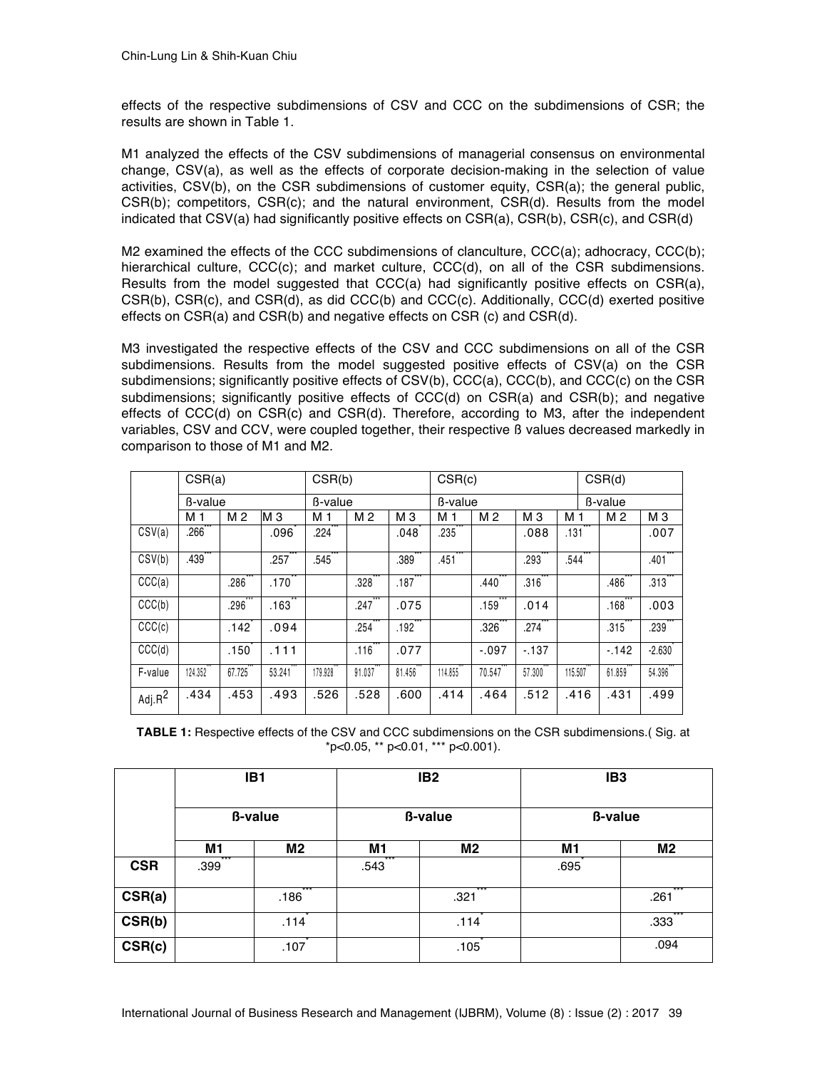effects of the respective subdimensions of CSV and CCC on the subdimensions of CSR; the results are shown in Table 1.

M1 analyzed the effects of the CSV subdimensions of managerial consensus on environmental change, CSV(a), as well as the effects of corporate decision-making in the selection of value activities, CSV(b), on the CSR subdimensions of customer equity, CSR(a); the general public, CSR(b); competitors, CSR(c); and the natural environment, CSR(d). Results from the model indicated that CSV(a) had significantly positive effects on CSR(a), CSR(b), CSR(c), and CSR(d)

M2 examined the effects of the CCC subdimensions of clanculture, CCC(a); adhocracy, CCC(b); hierarchical culture, CCC(c); and market culture, CCC(d), on all of the CSR subdimensions. Results from the model suggested that CCC(a) had significantly positive effects on CSR(a), CSR(b), CSR(c), and CSR(d), as did CCC(b) and CCC(c). Additionally, CCC(d) exerted positive effects on CSR(a) and CSR(b) and negative effects on CSR (c) and CSR(d).

M3 investigated the respective effects of the CSV and CCC subdimensions on all of the CSR subdimensions. Results from the model suggested positive effects of CSV(a) on the CSR subdimensions; significantly positive effects of CSV(b), CCC(a), CCC(b), and CCC(c) on the CSR subdimensions; significantly positive effects of CCC(d) on CSR(a) and CSR(b); and negative effects of CCC(d) on CSR(c) and CSR(d). Therefore, according to M3, after the independent variables, CSV and CCV, were coupled together, their respective ß values decreased markedly in comparison to those of M1 and M2.

| | CSR(a) | | | CSR(b) | | | CSR(c) | | | CSR(d) | | |
|---|---|---|---|---|---|---|---|---|---|---|---|---|
| | ß-value | | | ß-value | | | ß-value | | | ß-value | | |
| | M 1 | M 2 | M 3 | M 1 | M 2 | M 3 | M 1 | M 2 | M 3 | M 1 | M 2 | M 3 |
| CSV(a) | .266*** | | .096* | .224*** | | .048* | .235*** | | .088 | .131*** | | .007 |
| CSV(b) | .439*** | | .257*** | .545*** | | .389*** | .451*** | | .293*** | .544*** | | .401*** |
| CCC(a) | | .286*** | .170** | | .328*** | .187*** | | .440*** | .316*** | | .486*** | .313*** |
| CCC(b) | | .296*** | .163** | | .247*** | .075 | | .159*** | .014 | | .168*** | .003 |
| CCC(c) | | .142* | .094 | | .254*** | .192*** | | .326*** | .274*** | | .315*** | .239*** |
| CCC(d) | | .150* | .111 | | .116*** | .077 | | -.097 | -.137 | | -.142 | -2.630* |
| F-value | 124.352*** | 67.725*** | 53.241*** | 179.928*** | 91.037*** | 81.456*** | 114.855*** | 70.547*** | 57.300*** | 115.507*** | 61.859*** | 54.396*** |
| Adj.$R^2$ | .434 | .453 | .493 | .526 | .528 | .600 | .414 | .464 | .512 | .416 | .431 | .499 |

**TABLE 1:** Respective effects of the CSV and CCC subdimensions on the CSR subdimensions.( Sig. at *p<0.05, ** p<0.01, *** p<0.001).

| | IB1 | | IB2 | | IB3 | |
|---|---|---|---|---|---|---|
| | **ß-value** | | **ß-value** | | **ß-value** | |
| | **M1** | **M2** | **M1** | **M2** | **M1** | **M2** |
| **CSR** | .399*** | | .543*** | | .695* | |
| **CSR(a)** | | .186*** | | .321*** | | .261*** |
| **CSR(b)** | | .114* | | .114* | | .333*** |
| **CSR(c)** | | .107* | | .105* | | .094 |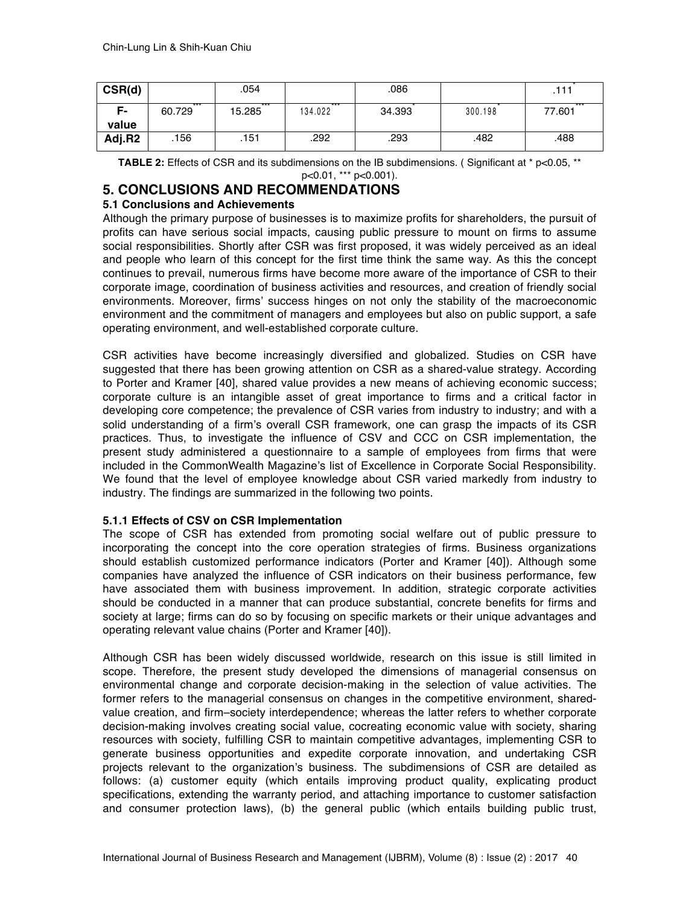| | | | | | | |
|---|---|---|---|---|---|---|
| **CSR(d)** | | .054 | | .086 | | .111* |
| **F-value** | 60.729*** | 15.285*** | 134.022*** | 34.393* | 300.198* | 77.601*** |
| **Adj.R2** | .156 | .151 | .292 | .293 | .482 | .488 |

**TABLE 2:** Effects of CSR and its subdimensions on the IB subdimensions. ( Significant at * $p<0.05$, ** $p<0.01$, *** $p<0.001$).

# 5. CONCLUSIONS AND RECOMMENDATIONS

## 5.1 Conclusions and Achievements

Although the primary purpose of businesses is to maximize profits for shareholders, the pursuit of profits can have serious social impacts, causing public pressure to mount on firms to assume social responsibilities. Shortly after CSR was first proposed, it was widely perceived as an ideal and people who learn of this concept for the first time think the same way. As this the concept continues to prevail, numerous firms have become more aware of the importance of CSR to their corporate image, coordination of business activities and resources, and creation of friendly social environments. Moreover, firms' success hinges on not only the stability of the macroeconomic environment and the commitment of managers and employees but also on public support, a safe operating environment, and well-established corporate culture.

CSR activities have become increasingly diversified and globalized. Studies on CSR have suggested that there has been growing attention on CSR as a shared-value strategy. According to Porter and Kramer [40], shared value provides a new means of achieving economic success; corporate culture is an intangible asset of great importance to firms and a critical factor in developing core competence; the prevalence of CSR varies from industry to industry; and with a solid understanding of a firm's overall CSR framework, one can grasp the impacts of its CSR practices. Thus, to investigate the influence of CSV and CCC on CSR implementation, the present study administered a questionnaire to a sample of employees from firms that were included in the CommonWealth Magazine's list of Excellence in Corporate Social Responsibility. We found that the level of employee knowledge about CSR varied markedly from industry to industry. The findings are summarized in the following two points.

### 5.1.1 Effects of CSV on CSR Implementation

The scope of CSR has extended from promoting social welfare out of public pressure to incorporating the concept into the core operation strategies of firms. Business organizations should establish customized performance indicators (Porter and Kramer [40]). Although some companies have analyzed the influence of CSR indicators on their business performance, few have associated them with business improvement. In addition, strategic corporate activities should be conducted in a manner that can produce substantial, concrete benefits for firms and society at large; firms can do so by focusing on specific markets or their unique advantages and operating relevant value chains (Porter and Kramer [40]).

Although CSR has been widely discussed worldwide, research on this issue is still limited in scope. Therefore, the present study developed the dimensions of managerial consensus on environmental change and corporate decision-making in the selection of value activities. The former refers to the managerial consensus on changes in the competitive environment, shared-value creation, and firm–society interdependence; whereas the latter refers to whether corporate decision-making involves creating social value, cocreating economic value with society, sharing resources with society, fulfilling CSR to maintain competitive advantages, implementing CSR to generate business opportunities and expedite corporate innovation, and undertaking CSR projects relevant to the organization's business. The subdimensions of CSR are detailed as follows: (a) customer equity (which entails improving product quality, explicating product specifications, extending the warranty period, and attaching importance to customer satisfaction and consumer protection laws), (b) the general public (which entails building public trust,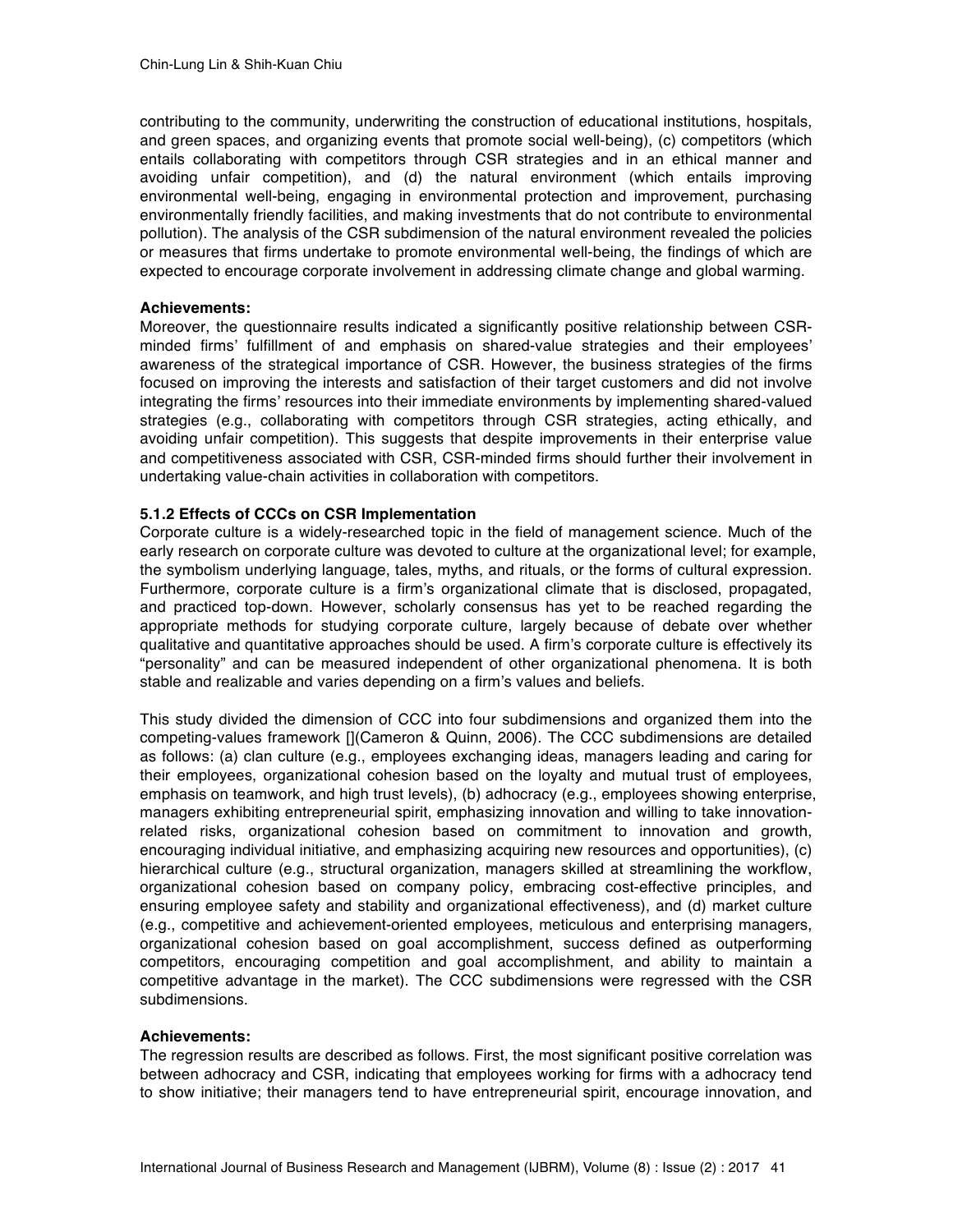contributing to the community, underwriting the construction of educational institutions, hospitals, and green spaces, and organizing events that promote social well-being), (c) competitors (which entails collaborating with competitors through CSR strategies and in an ethical manner and avoiding unfair competition), and (d) the natural environment (which entails improving environmental well-being, engaging in environmental protection and improvement, purchasing environmentally friendly facilities, and making investments that do not contribute to environmental pollution). The analysis of the CSR subdimension of the natural environment revealed the policies or measures that firms undertake to promote environmental well-being, the findings of which are expected to encourage corporate involvement in addressing climate change and global warming.

**Achievements:**

Moreover, the questionnaire results indicated a significantly positive relationship between CSR-minded firms' fulfillment of and emphasis on shared-value strategies and their employees' awareness of the strategical importance of CSR. However, the business strategies of the firms focused on improving the interests and satisfaction of their target customers and did not involve integrating the firms' resources into their immediate environments by implementing shared-valued strategies (e.g., collaborating with competitors through CSR strategies, acting ethically, and avoiding unfair competition). This suggests that despite improvements in their enterprise value and competitiveness associated with CSR, CSR-minded firms should further their involvement in undertaking value-chain activities in collaboration with competitors.

### 5.1.2 Effects of CCCs on CSR Implementation

Corporate culture is a widely-researched topic in the field of management science. Much of the early research on corporate culture was devoted to culture at the organizational level; for example, the symbolism underlying language, tales, myths, and rituals, or the forms of cultural expression. Furthermore, corporate culture is a firm's organizational climate that is disclosed, propagated, and practiced top-down. However, scholarly consensus has yet to be reached regarding the appropriate methods for studying corporate culture, largely because of debate over whether qualitative and quantitative approaches should be used. A firm's corporate culture is effectively its "personality" and can be measured independent of other organizational phenomena. It is both stable and realizable and varies depending on a firm's values and beliefs.

This study divided the dimension of CCC into four subdimensions and organized them into the competing-values framework [](Cameron & Quinn, 2006). The CCC subdimensions are detailed as follows: (a) clan culture (e.g., employees exchanging ideas, managers leading and caring for their employees, organizational cohesion based on the loyalty and mutual trust of employees, emphasis on teamwork, and high trust levels), (b) adhocracy (e.g., employees showing enterprise, managers exhibiting entrepreneurial spirit, emphasizing innovation and willing to take innovation-related risks, organizational cohesion based on commitment to innovation and growth, encouraging individual initiative, and emphasizing acquiring new resources and opportunities), (c) hierarchical culture (e.g., structural organization, managers skilled at streamlining the workflow, organizational cohesion based on company policy, embracing cost-effective principles, and ensuring employee safety and stability and organizational effectiveness), and (d) market culture (e.g., competitive and achievement-oriented employees, meticulous and enterprising managers, organizational cohesion based on goal accomplishment, success defined as outperforming competitors, encouraging competition and goal accomplishment, and ability to maintain a competitive advantage in the market). The CCC subdimensions were regressed with the CSR subdimensions.

**Achievements:**

The regression results are described as follows. First, the most significant positive correlation was between adhocracy and CSR, indicating that employees working for firms with a adhocracy tend to show initiative; their managers tend to have entrepreneurial spirit, encourage innovation, and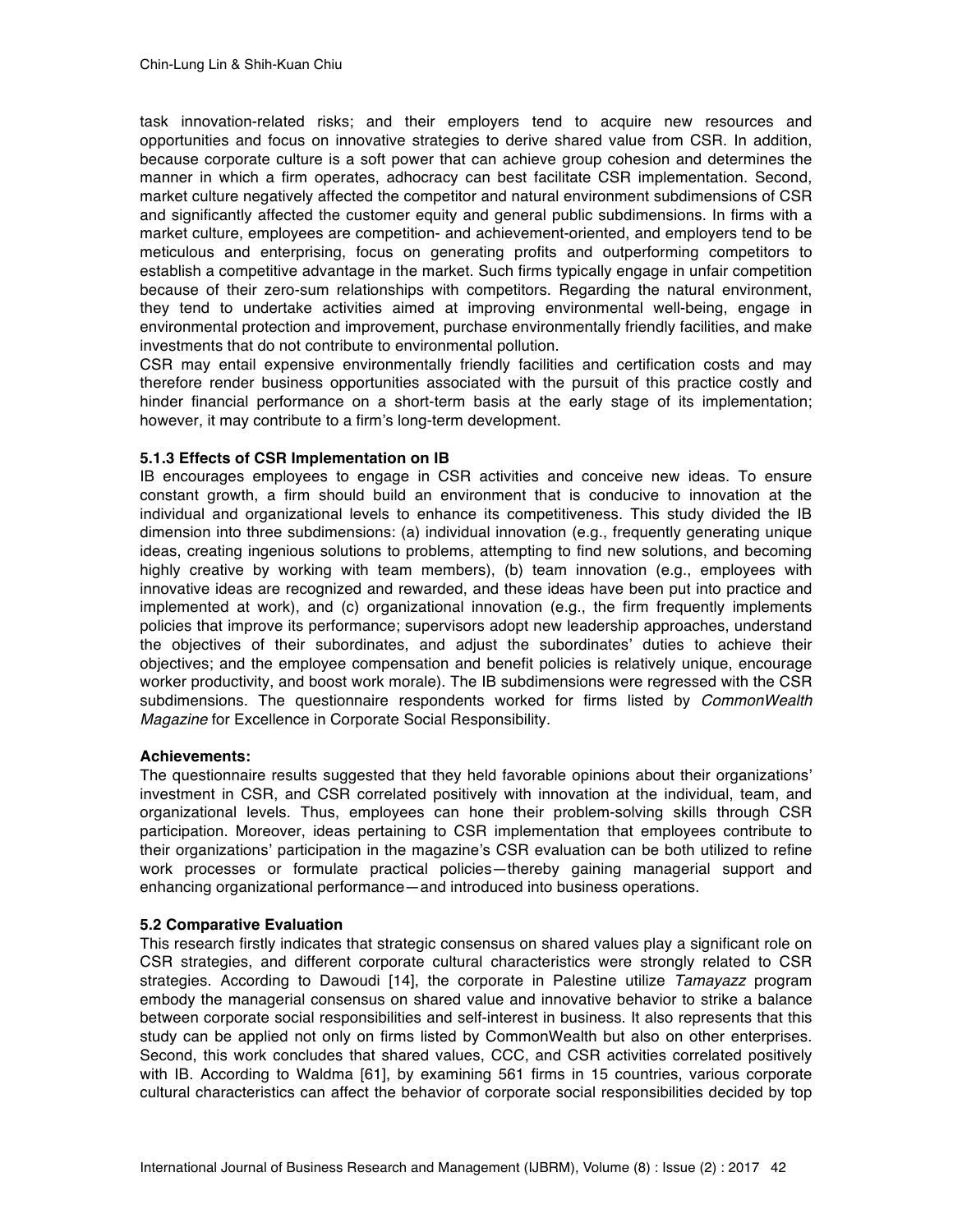task innovation-related risks; and their employers tend to acquire new resources and opportunities and focus on innovative strategies to derive shared value from CSR. In addition, because corporate culture is a soft power that can achieve group cohesion and determines the manner in which a firm operates, adhocracy can best facilitate CSR implementation. Second, market culture negatively affected the competitor and natural environment subdimensions of CSR and significantly affected the customer equity and general public subdimensions. In firms with a market culture, employees are competition- and achievement-oriented, and employers tend to be meticulous and enterprising, focus on generating profits and outperforming competitors to establish a competitive advantage in the market. Such firms typically engage in unfair competition because of their zero-sum relationships with competitors. Regarding the natural environment, they tend to undertake activities aimed at improving environmental well-being, engage in environmental protection and improvement, purchase environmentally friendly facilities, and make investments that do not contribute to environmental pollution.

CSR may entail expensive environmentally friendly facilities and certification costs and may therefore render business opportunities associated with the pursuit of this practice costly and hinder financial performance on a short-term basis at the early stage of its implementation; however, it may contribute to a firm's long-term development.

#### 5.1.3 Effects of CSR Implementation on IB

IB encourages employees to engage in CSR activities and conceive new ideas. To ensure constant growth, a firm should build an environment that is conducive to innovation at the individual and organizational levels to enhance its competitiveness. This study divided the IB dimension into three subdimensions: (a) individual innovation (e.g., frequently generating unique ideas, creating ingenious solutions to problems, attempting to find new solutions, and becoming highly creative by working with team members), (b) team innovation (e.g., employees with innovative ideas are recognized and rewarded, and these ideas have been put into practice and implemented at work), and (c) organizational innovation (e.g., the firm frequently implements policies that improve its performance; supervisors adopt new leadership approaches, understand the objectives of their subordinates, and adjust the subordinates' duties to achieve their objectives; and the employee compensation and benefit policies is relatively unique, encourage worker productivity, and boost work morale). The IB subdimensions were regressed with the CSR subdimensions. The questionnaire respondents worked for firms listed by *CommonWealth Magazine* for Excellence in Corporate Social Responsibility.

**Achievements:**

The questionnaire results suggested that they held favorable opinions about their organizations' investment in CSR, and CSR correlated positively with innovation at the individual, team, and organizational levels. Thus, employees can hone their problem-solving skills through CSR participation. Moreover, ideas pertaining to CSR implementation that employees contribute to their organizations' participation in the magazine's CSR evaluation can be both utilized to refine work processes or formulate practical policies—thereby gaining managerial support and enhancing organizational performance—and introduced into business operations.

### 5.2 Comparative Evaluation

This research firstly indicates that strategic consensus on shared values play a significant role on CSR strategies, and different corporate cultural characteristics were strongly related to CSR strategies. According to Dawoudi [14], the corporate in Palestine utilize *Tamayazz* program embody the managerial consensus on shared value and innovative behavior to strike a balance between corporate social responsibilities and self-interest in business. It also represents that this study can be applied not only on firms listed by CommonWealth but also on other enterprises. Second, this work concludes that shared values, CCC, and CSR activities correlated positively with IB. According to Waldma [61], by examining 561 firms in 15 countries, various corporate cultural characteristics can affect the behavior of corporate social responsibilities decided by top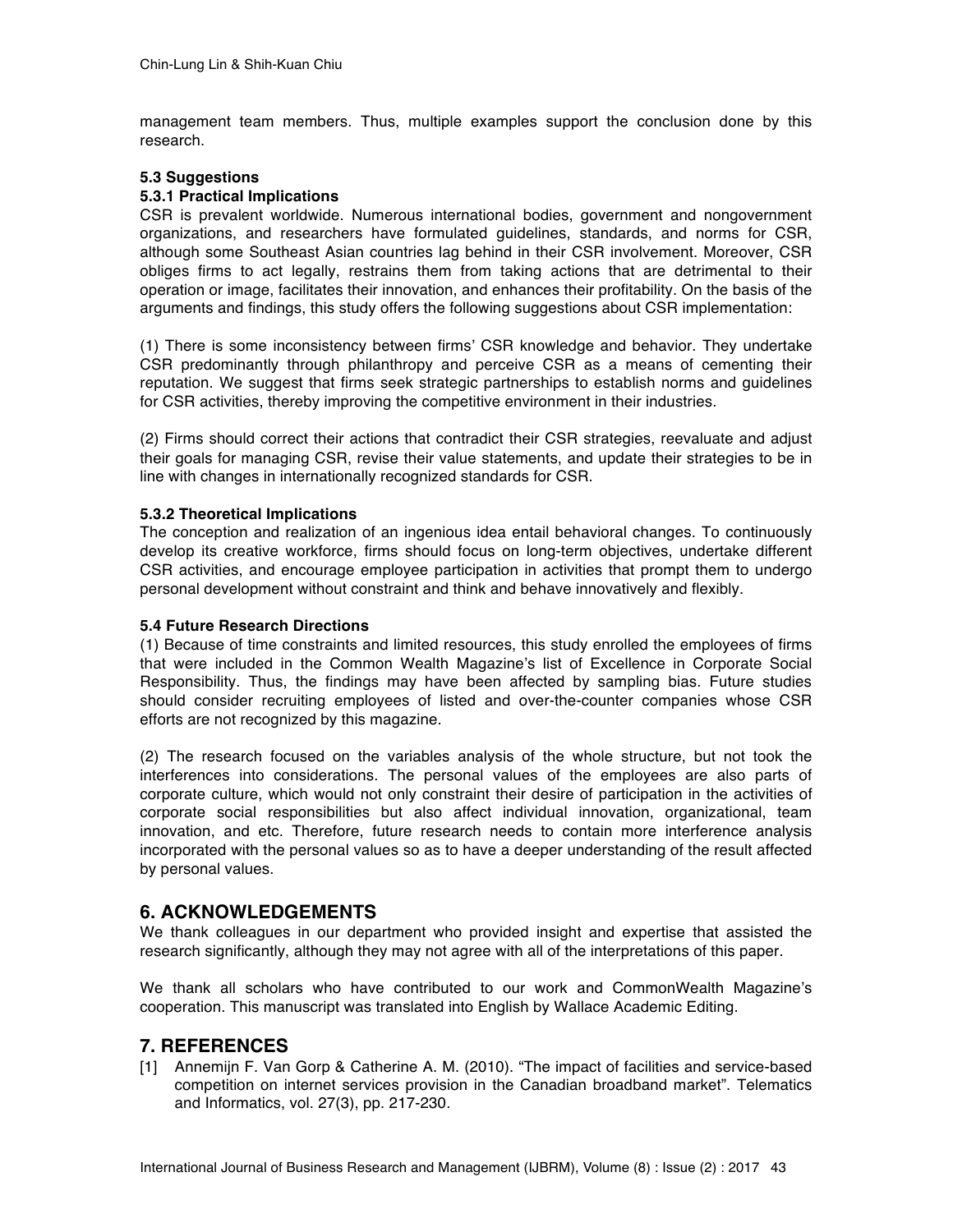management team members. Thus, multiple examples support the conclusion done by this research.

#### 5.3 Suggestions

#### 5.3.1 Practical Implications

CSR is prevalent worldwide. Numerous international bodies, government and nongovernment organizations, and researchers have formulated guidelines, standards, and norms for CSR, although some Southeast Asian countries lag behind in their CSR involvement. Moreover, CSR obliges firms to act legally, restrains them from taking actions that are detrimental to their operation or image, facilitates their innovation, and enhances their profitability. On the basis of the arguments and findings, this study offers the following suggestions about CSR implementation:

(1) There is some inconsistency between firms' CSR knowledge and behavior. They undertake CSR predominantly through philanthropy and perceive CSR as a means of cementing their reputation. We suggest that firms seek strategic partnerships to establish norms and guidelines for CSR activities, thereby improving the competitive environment in their industries.

(2) Firms should correct their actions that contradict their CSR strategies, reevaluate and adjust their goals for managing CSR, revise their value statements, and update their strategies to be in line with changes in internationally recognized standards for CSR.

#### 5.3.2 Theoretical Implications

The conception and realization of an ingenious idea entail behavioral changes. To continuously develop its creative workforce, firms should focus on long-term objectives, undertake different CSR activities, and encourage employee participation in activities that prompt them to undergo personal development without constraint and think and behave innovatively and flexibly.

#### 5.4 Future Research Directions

(1) Because of time constraints and limited resources, this study enrolled the employees of firms that were included in the Common Wealth Magazine's list of Excellence in Corporate Social Responsibility. Thus, the findings may have been affected by sampling bias. Future studies should consider recruiting employees of listed and over-the-counter companies whose CSR efforts are not recognized by this magazine.

(2) The research focused on the variables analysis of the whole structure, but not took the interferences into considerations. The personal values of the employees are also parts of corporate culture, which would not only constraint their desire of participation in the activities of corporate social responsibilities but also affect individual innovation, organizational, team innovation, and etc. Therefore, future research needs to contain more interference analysis incorporated with the personal values so as to have a deeper understanding of the result affected by personal values.

## 6. ACKNOWLEDGEMENTS

We thank colleagues in our department who provided insight and expertise that assisted the research significantly, although they may not agree with all of the interpretations of this paper.

We thank all scholars who have contributed to our work and CommonWealth Magazine's cooperation. This manuscript was translated into English by Wallace Academic Editing.

## 7. REFERENCES

[1] Annemijn F. Van Gorp & Catherine A. M. (2010). "The impact of facilities and service-based competition on internet services provision in the Canadian broadband market". Telematics and Informatics, vol. 27(3), pp. 217-230.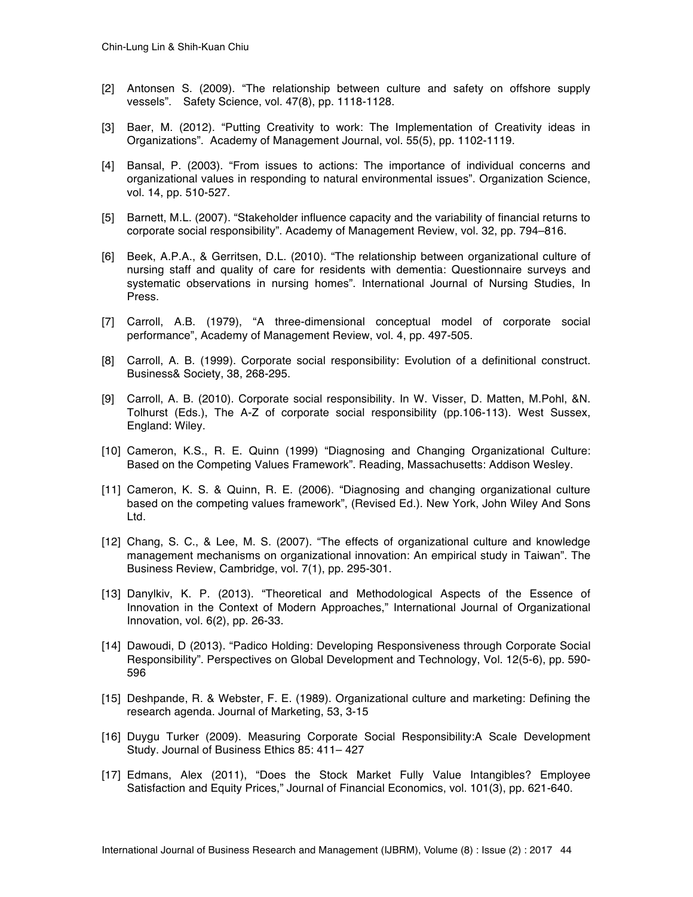[2] Antonsen S. (2009). “The relationship between culture and safety on offshore supply vessels”. Safety Science, vol. 47(8), pp. 1118-1128.

[3] Baer, M. (2012). “Putting Creativity to work: The Implementation of Creativity ideas in Organizations”. Academy of Management Journal, vol. 55(5), pp. 1102-1119.

[4] Bansal, P. (2003). “From issues to actions: The importance of individual concerns and organizational values in responding to natural environmental issues”. Organization Science, vol. 14, pp. 510-527.

[5] Barnett, M.L. (2007). “Stakeholder influence capacity and the variability of financial returns to corporate social responsibility”. Academy of Management Review, vol. 32, pp. 794–816.

[6] Beek, A.P.A., & Gerritsen, D.L. (2010). “The relationship between organizational culture of nursing staff and quality of care for residents with dementia: Questionnaire surveys and systematic observations in nursing homes”. International Journal of Nursing Studies, In Press.

[7] Carroll, A.B. (1979), “A three-dimensional conceptual model of corporate social performance”, Academy of Management Review, vol. 4, pp. 497-505.

[8] Carroll, A. B. (1999). Corporate social responsibility: Evolution of a definitional construct. Business& Society, 38, 268-295.

[9] Carroll, A. B. (2010). Corporate social responsibility. In W. Visser, D. Matten, M.Pohl, &N. Tolhurst (Eds.), The A-Z of corporate social responsibility (pp.106-113). West Sussex, England: Wiley.

[10] Cameron, K.S., R. E. Quinn (1999) “Diagnosing and Changing Organizational Culture: Based on the Competing Values Framework”. Reading, Massachusetts: Addison Wesley.

[11] Cameron, K. S. & Quinn, R. E. (2006). “Diagnosing and changing organizational culture based on the competing values framework”, (Revised Ed.). New York, John Wiley And Sons Ltd.

[12] Chang, S. C., & Lee, M. S. (2007). “The effects of organizational culture and knowledge management mechanisms on organizational innovation: An empirical study in Taiwan”. The Business Review, Cambridge, vol. 7(1), pp. 295-301.

[13] Danylkiv, K. P. (2013). “Theoretical and Methodological Aspects of the Essence of Innovation in the Context of Modern Approaches,” International Journal of Organizational Innovation, vol. 6(2), pp. 26-33.

[14] Dawoudi, D (2013). “Padico Holding: Developing Responsiveness through Corporate Social Responsibility”. Perspectives on Global Development and Technology, Vol. 12(5-6), pp. 590-596

[15] Deshpande, R. & Webster, F. E. (1989). Organizational culture and marketing: Defining the research agenda. Journal of Marketing, 53, 3-15

[16] Duygu Turker (2009). Measuring Corporate Social Responsibility:A Scale Development Study. Journal of Business Ethics 85: 411– 427

[17] Edmans, Alex (2011), “Does the Stock Market Fully Value Intangibles? Employee Satisfaction and Equity Prices,” Journal of Financial Economics, vol. 101(3), pp. 621-640.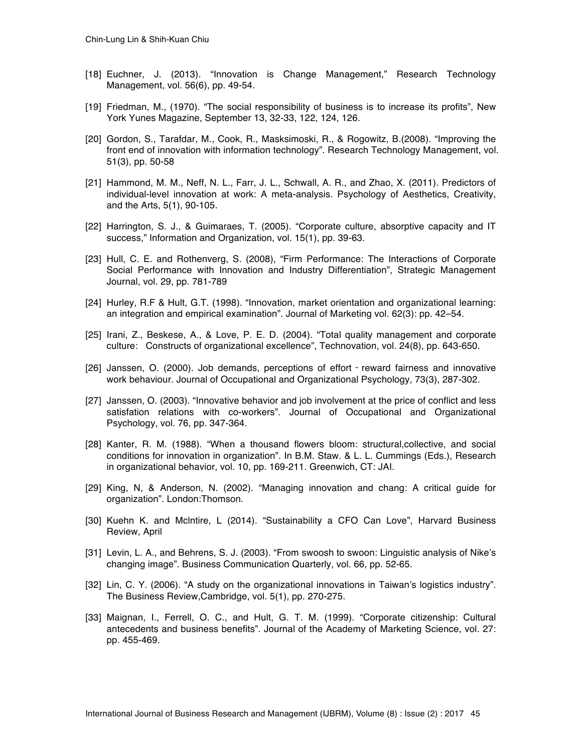[18] Euchner, J. (2013). “Innovation is Change Management,” Research Technology Management, vol. 56(6), pp. 49-54.

[19] Friedman, M., (1970). “The social responsibility of business is to increase its profits”, New York Yunes Magazine, September 13, 32-33, 122, 124, 126.

[20] Gordon, S., Tarafdar, M., Cook, R., Masksimoski, R., & Rogowitz, B.(2008). “Improving the front end of innovation with information technology”. Research Technology Management, vol. 51(3), pp. 50-58

[21] Hammond, M. M., Neff, N. L., Farr, J. L., Schwall, A. R., and Zhao, X. (2011). Predictors of individual-level innovation at work: A meta-analysis. Psychology of Aesthetics, Creativity, and the Arts, 5(1), 90-105.

[22] Harrington, S. J., & Guimaraes, T. (2005). “Corporate culture, absorptive capacity and IT success,” Information and Organization, vol. 15(1), pp. 39-63.

[23] Hull, C. E. and Rothenverg, S. (2008), “Firm Performance: The Interactions of Corporate Social Performance with Innovation and Industry Differentiation”, Strategic Management Journal, vol. 29, pp. 781-789

[24] Hurley, R.F & Hult, G.T. (1998). “Innovation, market orientation and organizational learning: an integration and empirical examination”. Journal of Marketing vol. 62(3): pp. 42–54.

[25] Irani, Z., Beskese, A., & Love, P. E. D. (2004). “Total quality management and corporate culture: Constructs of organizational excellence”, Technovation, vol. 24(8), pp. 643-650.

[26] Janssen, O. (2000). Job demands, perceptions of effort‐reward fairness and innovative work behaviour. Journal of Occupational and Organizational Psychology, 73(3), 287-302.

[27] Janssen, O. (2003). “Innovative behavior and job involvement at the price of conflict and less satisfation relations with co-workers”. Journal of Occupational and Organizational Psychology, vol. 76, pp. 347-364.

[28] Kanter, R. M. (1988). “When a thousand flowers bloom: structural,collective, and social conditions for innovation in organization”. In B.M. Staw. & L. L. Cummings (Eds.), Research in organizational behavior, vol. 10, pp. 169-211. Greenwich, CT: JAI.

[29] King, N, & Anderson, N. (2002). “Managing innovation and chang: A critical guide for organization”. London:Thomson.

[30] Kuehn K. and Mclntire, L (2014). “Sustainability a CFO Can Love”, Harvard Business Review, April

[31] Levin, L. A., and Behrens, S. J. (2003). “From swoosh to swoon: Linguistic analysis of Nike’s changing image”. Business Communication Quarterly, vol. 66, pp. 52-65.

[32] Lin, C. Y. (2006). “A study on the organizational innovations in Taiwan’s logistics industry”. The Business Review,Cambridge, vol. 5(1), pp. 270-275.

[33] Maignan, I., Ferrell, O. C., and Hult, G. T. M. (1999). “Corporate citizenship: Cultural antecedents and business benefits”. Journal of the Academy of Marketing Science, vol. 27: pp. 455-469.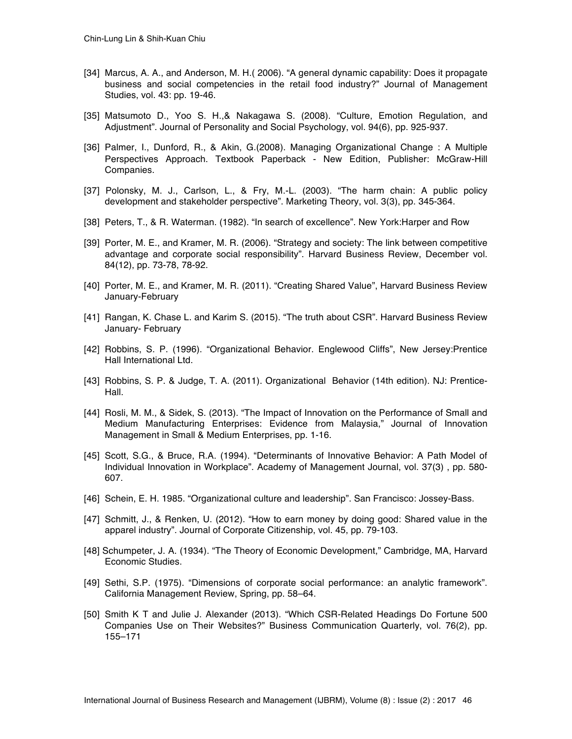[34] Marcus, A. A., and Anderson, M. H.( 2006). “A general dynamic capability: Does it propagate business and social competencies in the retail food industry?” Journal of Management Studies, vol. 43: pp. 19-46.

[35] Matsumoto D., Yoo S. H.,& Nakagawa S. (2008). “Culture, Emotion Regulation, and Adjustment”. Journal of Personality and Social Psychology, vol. 94(6), pp. 925-937.

[36] Palmer, I., Dunford, R., & Akin, G.(2008). Managing Organizational Change : A Multiple Perspectives Approach. Textbook Paperback - New Edition, Publisher: McGraw-Hill Companies.

[37] Polonsky, M. J., Carlson, L., & Fry, M.-L. (2003). “The harm chain: A public policy development and stakeholder perspective”. Marketing Theory, vol. 3(3), pp. 345-364.

[38] Peters, T., & R. Waterman. (1982). “In search of excellence”. New York:Harper and Row

[39] Porter, M. E., and Kramer, M. R. (2006). “Strategy and society: The link between competitive advantage and corporate social responsibility”. Harvard Business Review, December vol. 84(12), pp. 73-78, 78-92.

[40] Porter, M. E., and Kramer, M. R. (2011). “Creating Shared Value”, Harvard Business Review January-February

[41] Rangan, K. Chase L. and Karim S. (2015). “The truth about CSR”. Harvard Business Review January- February

[42] Robbins, S. P. (1996). “Organizational Behavior. Englewood Cliffs”, New Jersey:Prentice Hall International Ltd.

[43] Robbins, S. P. & Judge, T. A. (2011). Organizational Behavior (14th edition). NJ: Prentice-Hall.

[44] Rosli, M. M., & Sidek, S. (2013). “The Impact of Innovation on the Performance of Small and Medium Manufacturing Enterprises: Evidence from Malaysia,” Journal of Innovation Management in Small & Medium Enterprises, pp. 1-16.

[45] Scott, S.G., & Bruce, R.A. (1994). “Determinants of Innovative Behavior: A Path Model of Individual Innovation in Workplace”. Academy of Management Journal, vol. 37(3) , pp. 580-607.

[46] Schein, E. H. 1985. “Organizational culture and leadership”. San Francisco: Jossey-Bass.

[47] Schmitt, J., & Renken, U. (2012). “How to earn money by doing good: Shared value in the apparel industry”. Journal of Corporate Citizenship, vol. 45, pp. 79-103.

[48] Schumpeter, J. A. (1934). “The Theory of Economic Development,” Cambridge, MA, Harvard Economic Studies.

[49] Sethi, S.P. (1975). “Dimensions of corporate social performance: an analytic framework”. California Management Review, Spring, pp. 58–64.

[50] Smith K T and Julie J. Alexander (2013). “Which CSR-Related Headings Do Fortune 500 Companies Use on Their Websites?” Business Communication Quarterly, vol. 76(2), pp. 155–171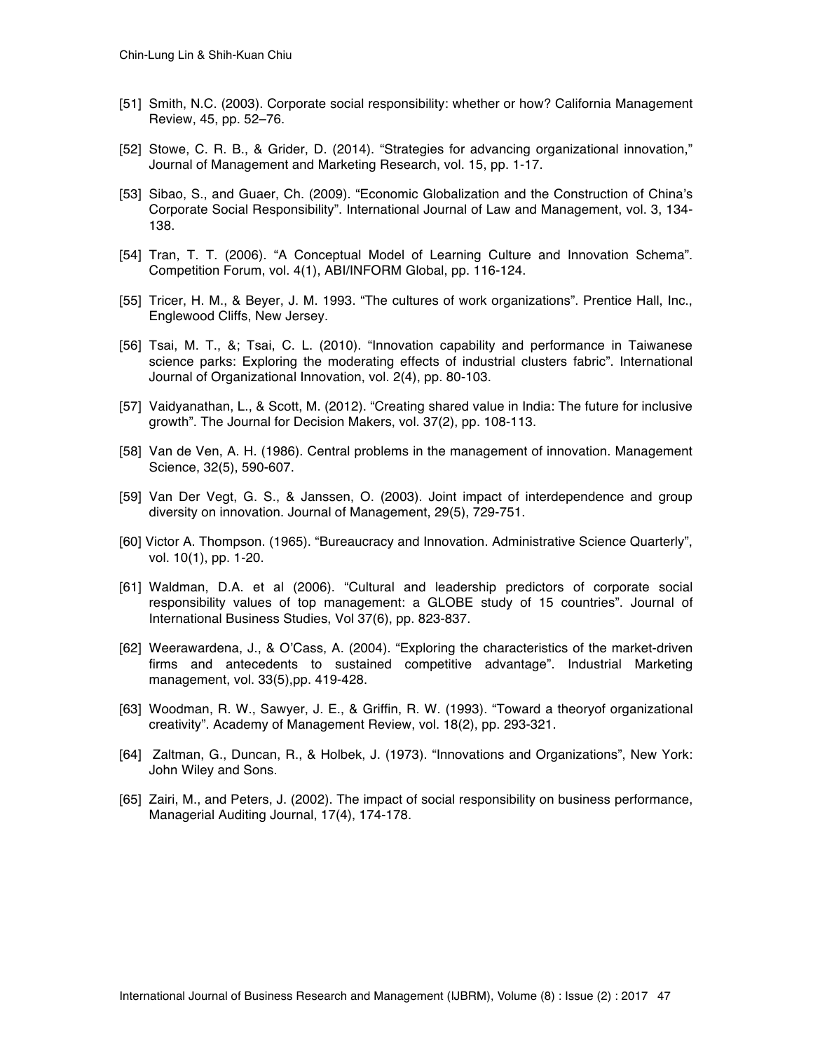[51] Smith, N.C. (2003). Corporate social responsibility: whether or how? California Management Review, 45, pp. 52–76.

[52] Stowe, C. R. B., & Grider, D. (2014). "Strategies for advancing organizational innovation," Journal of Management and Marketing Research, vol. 15, pp. 1-17.

[53] Sibao, S., and Guaer, Ch. (2009). "Economic Globalization and the Construction of China's Corporate Social Responsibility". International Journal of Law and Management, vol. 3, 134-138.

[54] Tran, T. T. (2006). "A Conceptual Model of Learning Culture and Innovation Schema". Competition Forum, vol. 4(1), ABI/INFORM Global, pp. 116-124.

[55] Tricer, H. M., & Beyer, J. M. 1993. "The cultures of work organizations". Prentice Hall, Inc., Englewood Cliffs, New Jersey.

[56] Tsai, M. T., &; Tsai, C. L. (2010). "Innovation capability and performance in Taiwanese science parks: Exploring the moderating effects of industrial clusters fabric". International Journal of Organizational Innovation, vol. 2(4), pp. 80-103.

[57] Vaidyanathan, L., & Scott, M. (2012). "Creating shared value in India: The future for inclusive growth". The Journal for Decision Makers, vol. 37(2), pp. 108-113.

[58] Van de Ven, A. H. (1986). Central problems in the management of innovation. Management Science, 32(5), 590-607.

[59] Van Der Vegt, G. S., & Janssen, O. (2003). Joint impact of interdependence and group diversity on innovation. Journal of Management, 29(5), 729-751.

[60] Victor A. Thompson. (1965). "Bureaucracy and Innovation. Administrative Science Quarterly", vol. 10(1), pp. 1-20.

[61] Waldman, D.A. et al (2006). "Cultural and leadership predictors of corporate social responsibility values of top management: a GLOBE study of 15 countries". Journal of International Business Studies, Vol 37(6), pp. 823-837.

[62] Weerawardena, J., & O'Cass, A. (2004). "Exploring the characteristics of the market-driven firms and antecedents to sustained competitive advantage". Industrial Marketing management, vol. 33(5),pp. 419-428.

[63] Woodman, R. W., Sawyer, J. E., & Griffin, R. W. (1993). "Toward a theoryof organizational creativity". Academy of Management Review, vol. 18(2), pp. 293-321.

[64] Zaltman, G., Duncan, R., & Holbek, J. (1973). "Innovations and Organizations", New York: John Wiley and Sons.

[65] Zairi, M., and Peters, J. (2002). The impact of social responsibility on business performance, Managerial Auditing Journal, 17(4), 174-178.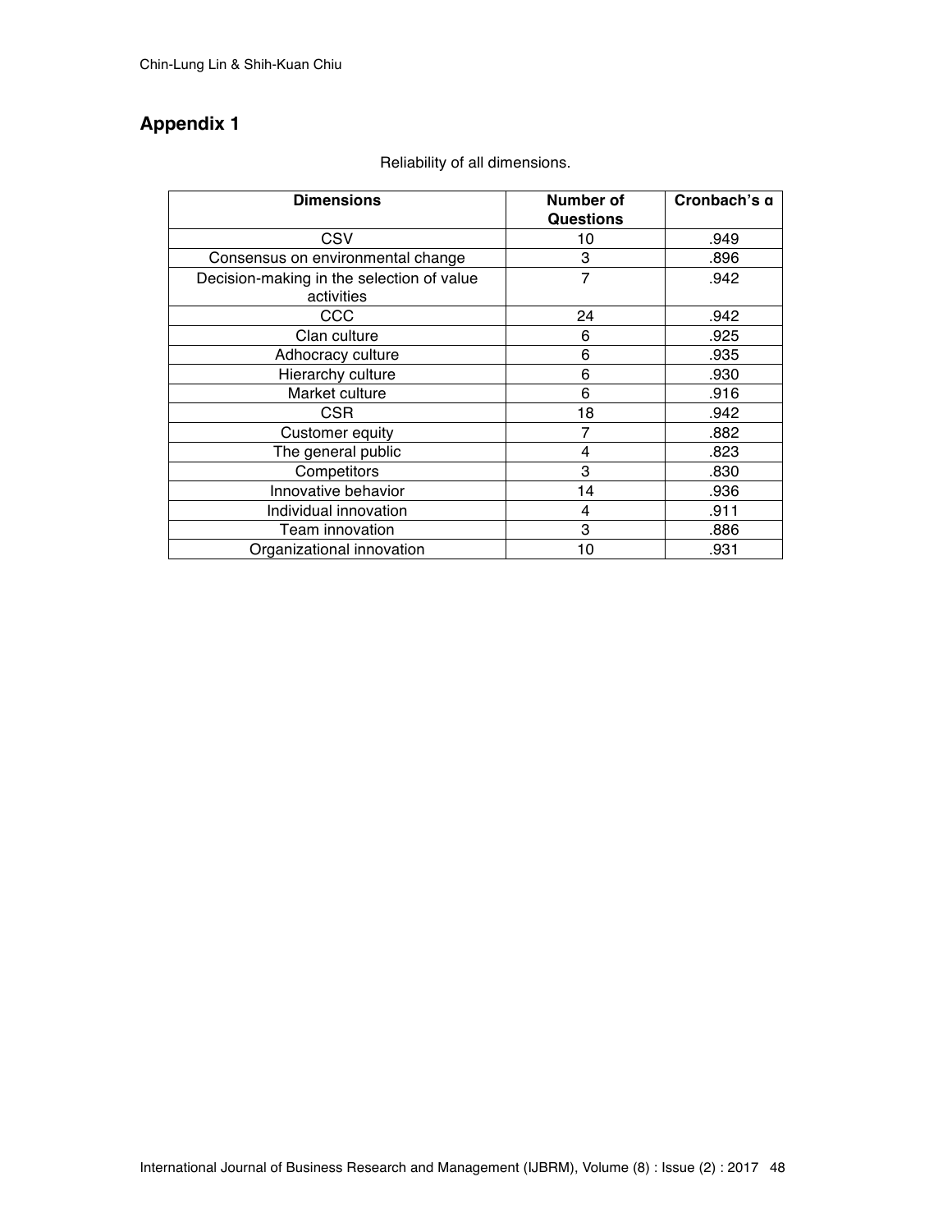## Appendix 1

Reliability of all dimensions.

| Dimensions | Number of Questions | Cronbach's α |
|---|---|---|
| CSV | 10 | .949 |
| Consensus on environmental change | 3 | .896 |
| Decision-making in the selection of value activities | 7 | .942 |
| CCC | 24 | .942 |
| Clan culture | 6 | .925 |
| Adhocracy culture | 6 | .935 |
| Hierarchy culture | 6 | .930 |
| Market culture | 6 | .916 |
| CSR | 18 | .942 |
| Customer equity | 7 | .882 |
| The general public | 4 | .823 |
| Competitors | 3 | .830 |
| Innovative behavior | 14 | .936 |
| Individual innovation | 4 | .911 |
| Team innovation | 3 | .886 |
| Organizational innovation | 10 | .931 |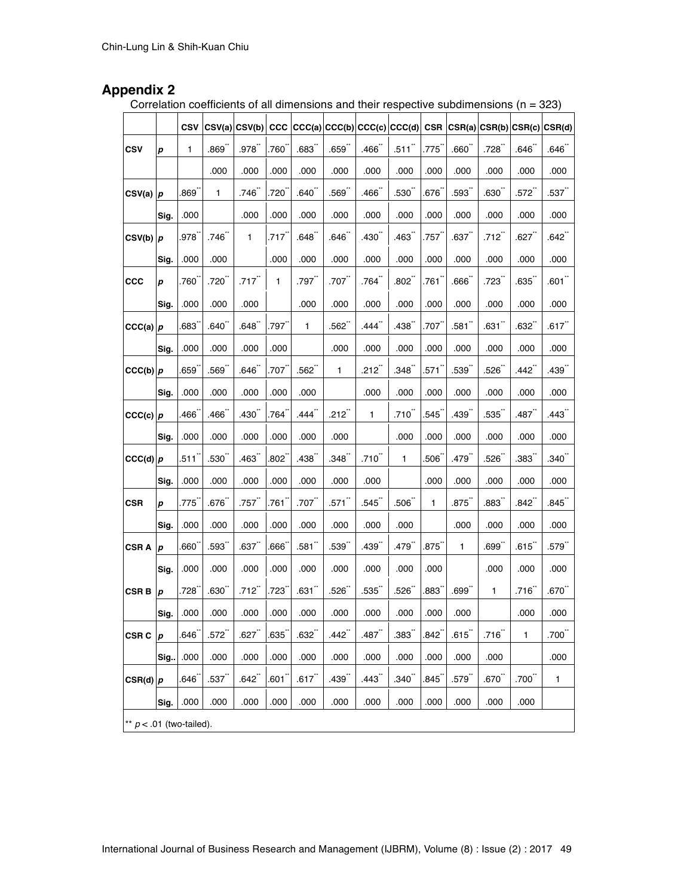## Appendix 2

Correlation coefficients of all dimensions and their respective subdimensions (n = 323)

| | | CSV | CSV(a) | CSV(b) | CCC | CCC(a) | CCC(b) | CCC(c) | CCC(d) | CSR | CSR(a) | CSR(b) | CSR(c) | CSR(d) |
|---|---|---|---|---|---|---|---|---|---|---|---|---|---|---|
| CSV | p | 1 | .869** | .978** | .760** | .683** | .659** | .466** | .511** | .775** | .660** | .728** | .646** | .646** |
| | | | .000 | .000 | .000 | .000 | .000 | .000 | .000 | .000 | .000 | .000 | .000 | .000 |
| CSV(a) | p | .869** | 1 | .746** | .720** | .640** | .569** | .466** | .530** | .676** | .593** | .630** | .572** | .537** |
| | Sig. | .000 | | .000 | .000 | .000 | .000 | .000 | .000 | .000 | .000 | .000 | .000 | .000 |
| CSV(b) | p | .978** | .746** | 1 | .717** | .648** | .646** | .430** | .463** | .757** | .637** | .712** | .627** | .642** |
| | Sig. | .000 | .000 | | .000 | .000 | .000 | .000 | .000 | .000 | .000 | .000 | .000 | .000 |
| CCC | p | .760** | .720** | .717** | 1 | .797** | .707** | .764** | .802** | .761** | .666** | .723** | .635** | .601** |
| | Sig. | .000 | .000 | .000 | | .000 | .000 | .000 | .000 | .000 | .000 | .000 | .000 | .000 |
| CCC(a) | p | .683** | .640** | .648** | .797** | 1 | .562** | .444** | .438** | .707** | .581** | .631** | .632** | .617** |
| | Sig. | .000 | .000 | .000 | .000 | | .000 | .000 | .000 | .000 | .000 | .000 | .000 | .000 |
| CCC(b) | p | .659** | .569** | .646** | .707** | .562** | 1 | .212** | .348** | .571** | .539** | .526** | .442** | .439** |
| | Sig. | .000 | .000 | .000 | .000 | .000 | | .000 | .000 | .000 | .000 | .000 | .000 | .000 |
| CCC(c) | p | .466** | .466** | .430** | .764** | .444** | .212** | 1 | .710** | .545** | .439** | .535** | .487** | .443** |
| | Sig. | .000 | .000 | .000 | .000 | .000 | .000 | | .000 | .000 | .000 | .000 | .000 | .000 |
| CCC(d) | p | .511** | .530** | .463** | .802** | .438** | .348** | .710** | 1 | .506** | .479** | .526** | .383** | .340** |
| | Sig. | .000 | .000 | .000 | .000 | .000 | .000 | .000 | | .000 | .000 | .000 | .000 | .000 |
| CSR | p | .775** | .676** | .757** | .761** | .707** | .571** | .545** | .506** | 1 | .875** | .883** | .842** | .845** |
| | Sig. | .000 | .000 | .000 | .000 | .000 | .000 | .000 | .000 | | .000 | .000 | .000 | .000 |
| CSR A | p | .660** | .593** | .637** | .666** | .581** | .539** | .439** | .479** | .875** | 1 | .699** | .615** | .579** |
| | Sig. | .000 | .000 | .000 | .000 | .000 | .000 | .000 | .000 | .000 | | .000 | .000 | .000 |
| CSR B | p | .728** | .630** | .712** | .723** | .631** | .526** | .535** | .526** | .883** | .699** | 1 | .716** | .670** |
| | Sig. | .000 | .000 | .000 | .000 | .000 | .000 | .000 | .000 | .000 | .000 | | .000 | .000 |
| CSR C | p | .646** | .572** | .627** | .635** | .632** | .442** | .487** | .383** | .842** | .615** | .716** | 1 | .700** |
| | Sig.. | .000 | .000 | .000 | .000 | .000 | .000 | .000 | .000 | .000 | .000 | .000 | | .000 |
| CSR(d) | p | .646** | .537** | .642** | .601** | .617** | .439** | .443** | .340** | .845** | .579** | .670** | .700** | 1 |
| | Sig. | .000 | .000 | .000 | .000 | .000 | .000 | .000 | .000 | .000 | .000 | .000 | .000 | |

** $p < .01$ (two-tailed).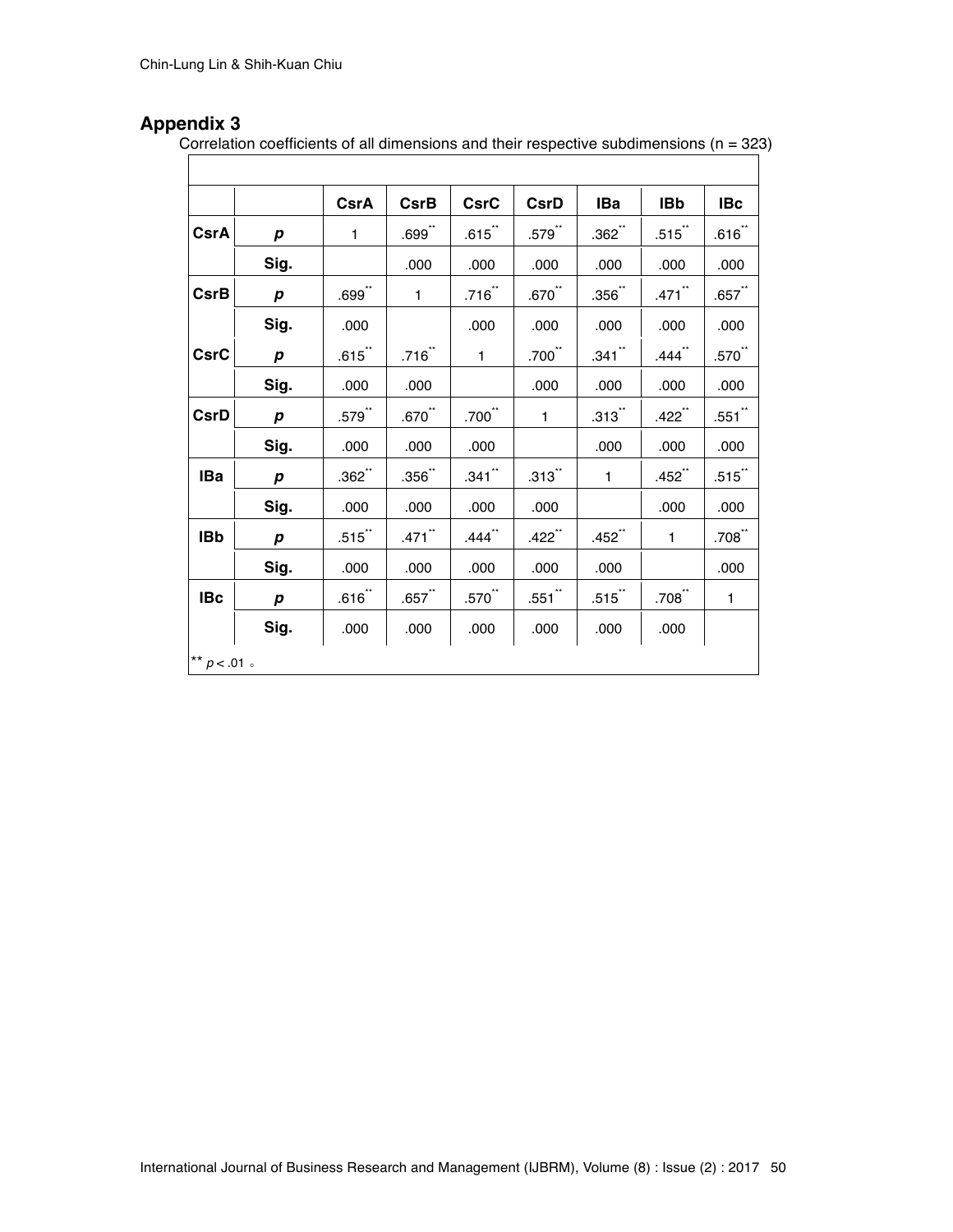## Appendix 3

Correlation coefficients of all dimensions and their respective subdimensions (n = 323)

| | | CsrA | CsrB | CsrC | CsrD | IBa | IBb | IBc |
|---|---|---|---|---|---|---|---|---|
| **CsrA** | ***p*** | 1 | .699** | .615** | .579** | .362** | .515** | .616** |
| | **Sig.** | | .000 | .000 | .000 | .000 | .000 | .000 |
| **CsrB** | ***p*** | .699** | 1 | .716** | .670** | .356** | .471** | .657** |
| | **Sig.** | .000 | | .000 | .000 | .000 | .000 | .000 |
| **CsrC** | ***p*** | .615** | .716** | 1 | .700** | .341** | .444** | .570** |
| | **Sig.** | .000 | .000 | | .000 | .000 | .000 | .000 |
| **CsrD** | ***p*** | .579** | .670** | .700** | 1 | .313** | .422** | .551** |
| | **Sig.** | .000 | .000 | .000 | | .000 | .000 | .000 |
| **IBa** | ***p*** | .362** | .356** | .341** | .313** | 1 | .452** | .515** |
| | **Sig.** | .000 | .000 | .000 | .000 | | .000 | .000 |
| **IBb** | ***p*** | .515** | .471** | .444** | .422** | .452** | 1 | .708** |
| | **Sig.** | .000 | .000 | .000 | .000 | .000 | | .000 |
| **IBc** | ***p*** | .616** | .657** | .570** | .551** | .515** | .708** | 1 |
| | **Sig.** | .000 | .000 | .000 | .000 | .000 | .000 | |

** $p < .01$ 。